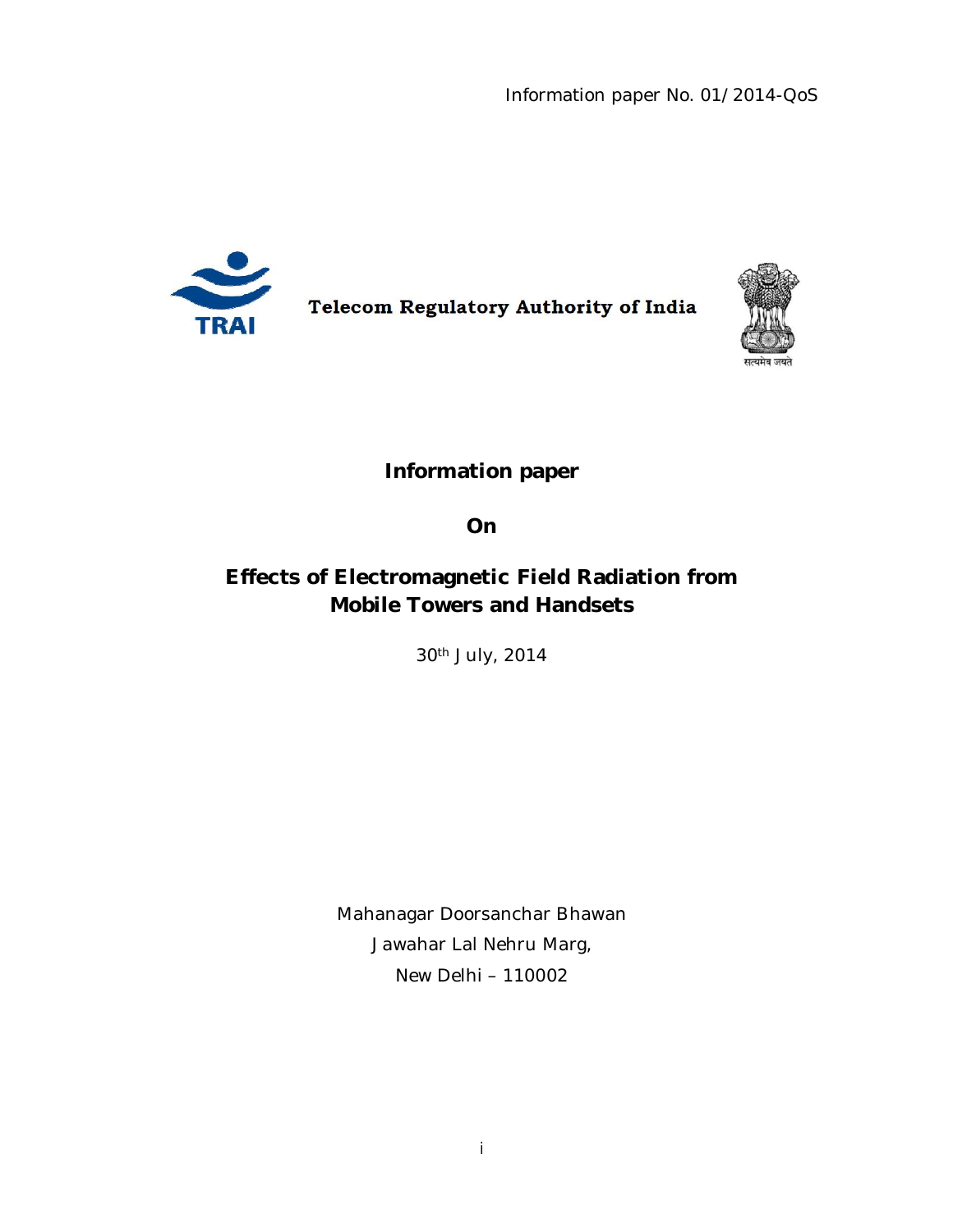Information paper No. 01/2014-QoS

TRAI

**Telecom Regulatory Authority of India**

सत्यमेव जयते

# Information paper

# On

# Effects of Electromagnetic Field Radiation from Mobile Towers and Handsets

30th July, 2014

Mahanagar Doorsanchar Bhawan

Jawahar Lal Nehru Marg,

New Delhi – 110002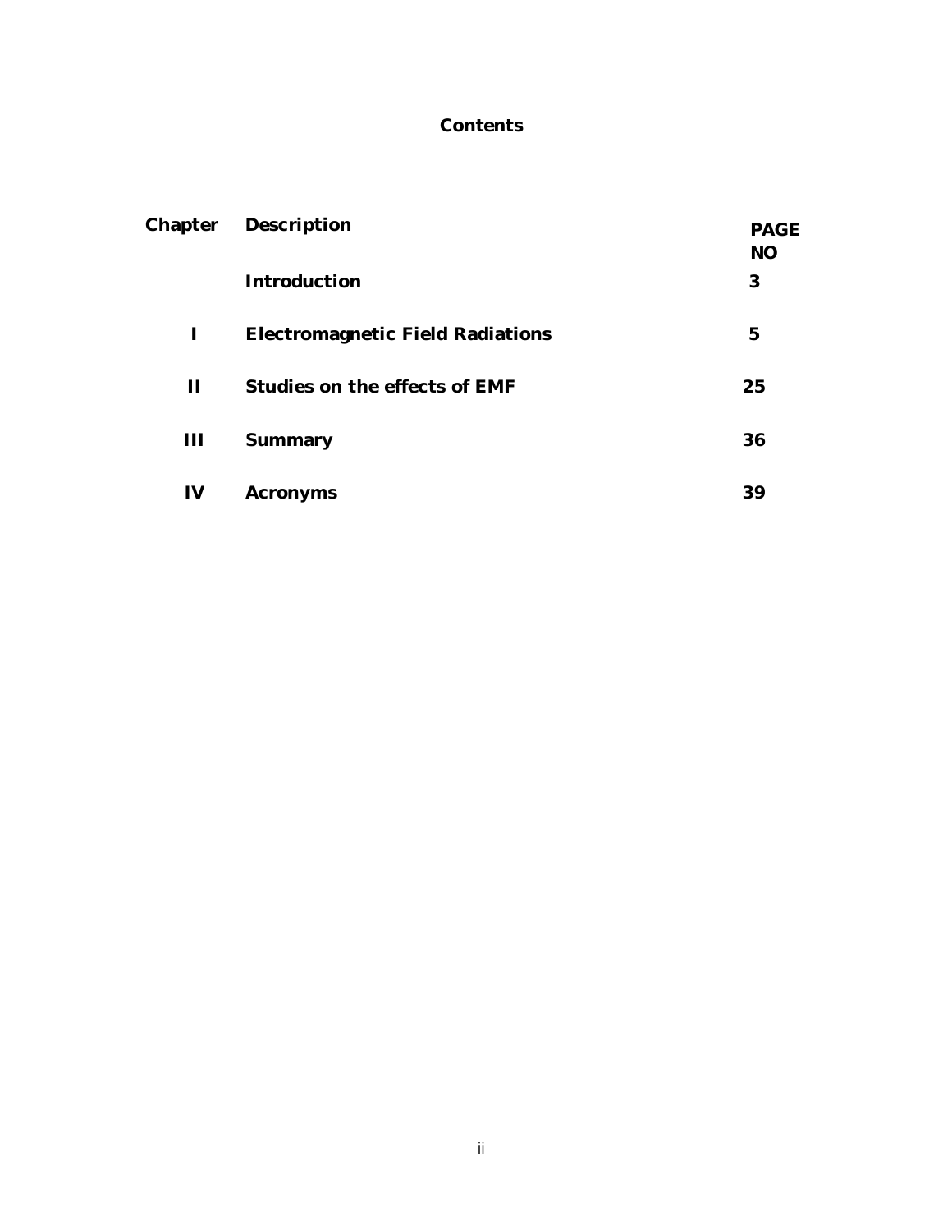# Contents

| Chapter | Description | PAGE NO |
| --- | --- | --- |
| | Introduction | 3 |
| I | Electromagnetic Field Radiations | 5 |
| II | Studies on the effects of EMF | 25 |
| III | Summary | 36 |
| IV | Acronyms | 39 |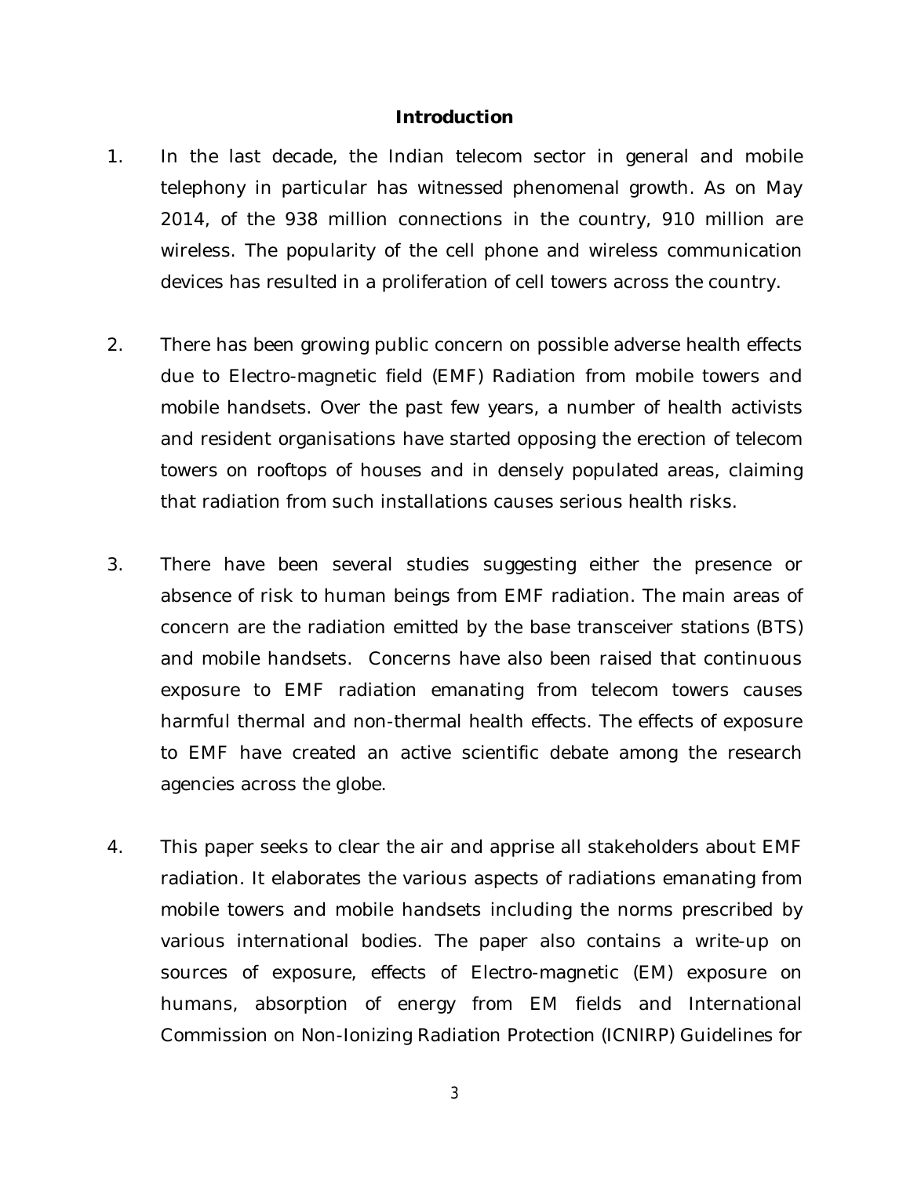## Introduction

1. In the last decade, the Indian telecom sector in general and mobile telephony in particular has witnessed phenomenal growth. As on May 2014, of the 938 million connections in the country, 910 million are wireless. The popularity of the cell phone and wireless communication devices has resulted in a proliferation of cell towers across the country.

2. There has been growing public concern on possible adverse health effects due to Electro-magnetic field (EMF) Radiation from mobile towers and mobile handsets. Over the past few years, a number of health activists and resident organisations have started opposing the erection of telecom towers on rooftops of houses and in densely populated areas, claiming that radiation from such installations causes serious health risks.

3. There have been several studies suggesting either the presence or absence of risk to human beings from EMF radiation. The main areas of concern are the radiation emitted by the base transceiver stations (BTS) and mobile handsets. Concerns have also been raised that continuous exposure to EMF radiation emanating from telecom towers causes harmful thermal and non-thermal health effects. The effects of exposure to EMF have created an active scientific debate among the research agencies across the globe.

4. This paper seeks to clear the air and apprise all stakeholders about EMF radiation. It elaborates the various aspects of radiations emanating from mobile towers and mobile handsets including the norms prescribed by various international bodies. The paper also contains a write-up on sources of exposure, effects of Electro-magnetic (EM) exposure on humans, absorption of energy from EM fields and International Commission on Non-Ionizing Radiation Protection (ICNIRP) Guidelines for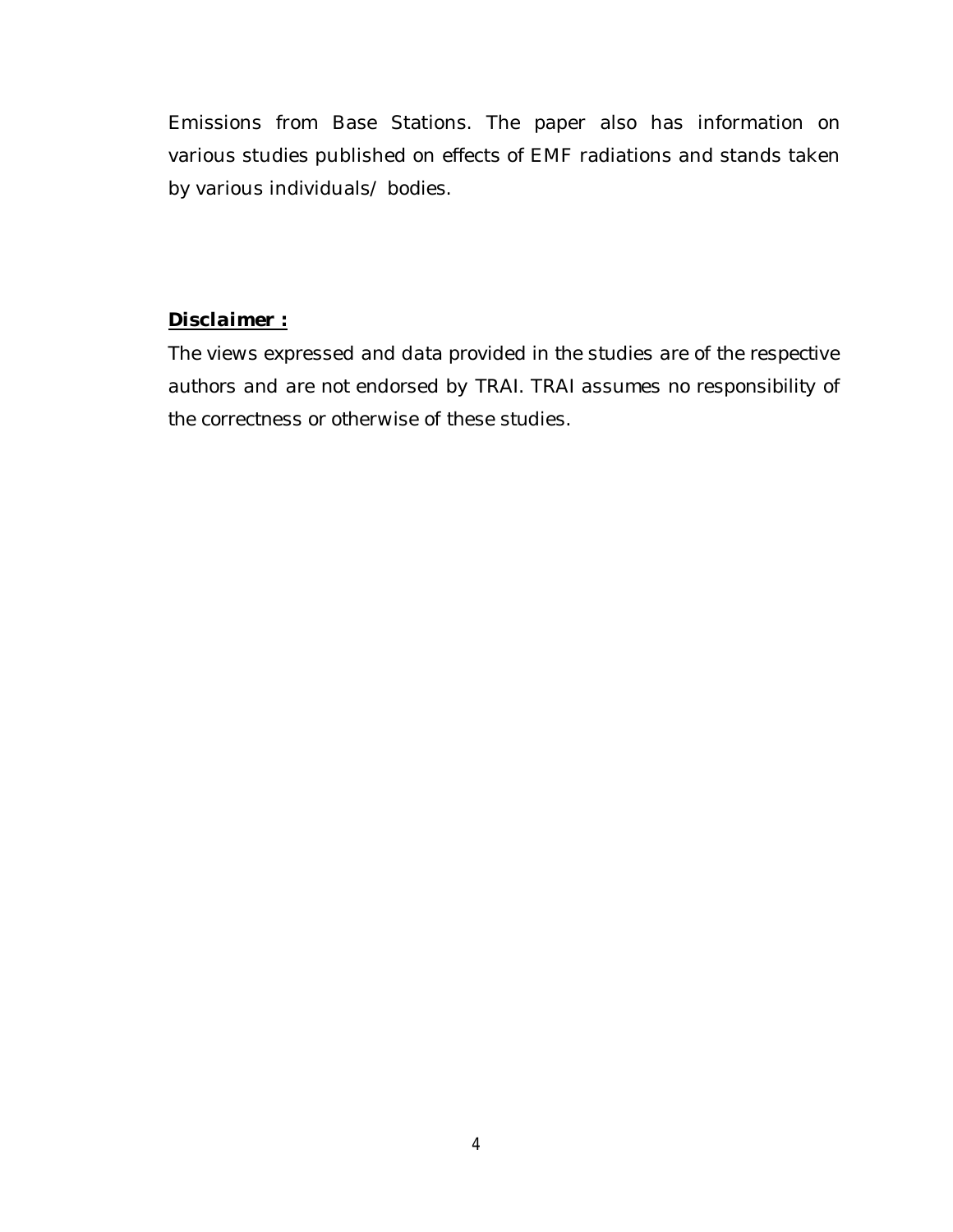Emissions from Base Stations. The paper also has information on various studies published on effects of EMF radiations and stands taken by various individuals/ bodies.

***<u>Disclaimer :</u>***

*The views expressed and data provided in the studies are of the respective authors and are not endorsed by TRAI. TRAI assumes no responsibility of the correctness or otherwise of these studies.*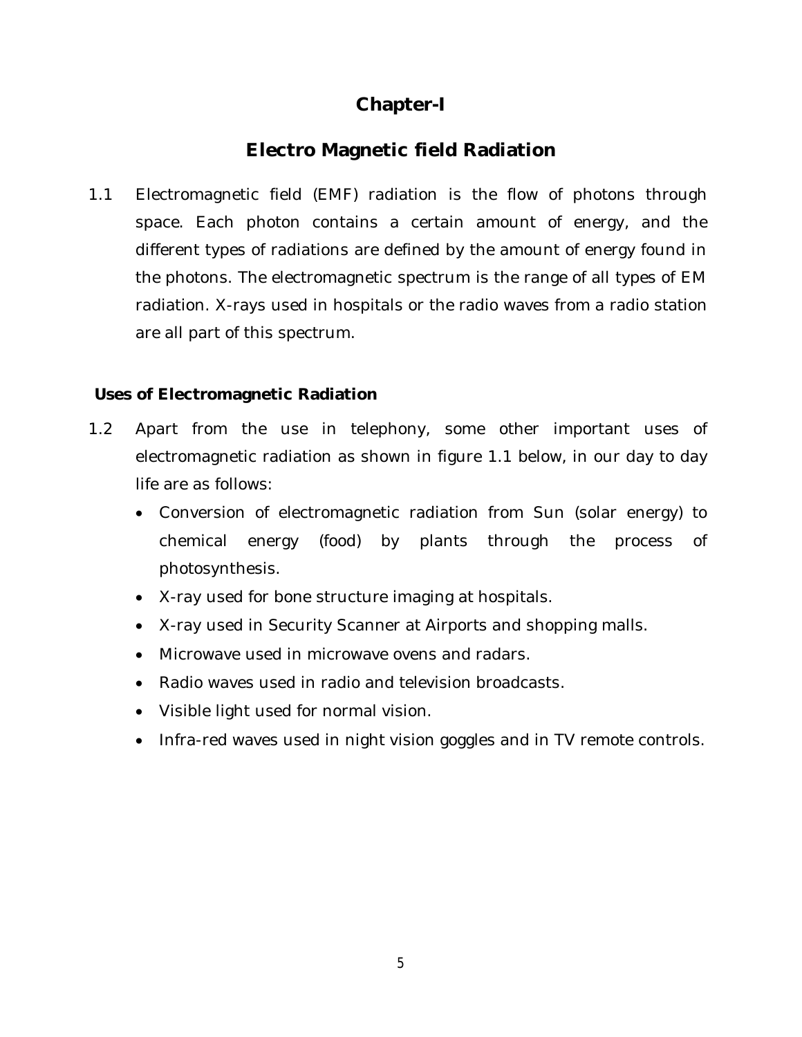# Chapter-I

## Electro Magnetic field Radiation

1.1 Electromagnetic field (EMF) radiation is the flow of photons through space. Each photon contains a certain amount of energy, and the different types of radiations are defined by the amount of energy found in the photons. The electromagnetic spectrum is the range of all types of EM radiation. X-rays used in hospitals or the radio waves from a radio station are all part of this spectrum.

### Uses of Electromagnetic Radiation

1.2 Apart from the use in telephony, some other important uses of electromagnetic radiation as shown in figure 1.1 below, in our day to day life are as follows:

- Conversion of electromagnetic radiation from Sun (solar energy) to chemical energy (food) by plants through the process of photosynthesis.
- X-ray used for bone structure imaging at hospitals.
- X-ray used in Security Scanner at Airports and shopping malls.
- Microwave used in microwave ovens and radars.
- Radio waves used in radio and television broadcasts.
- Visible light used for normal vision.
- Infra-red waves used in night vision goggles and in TV remote controls.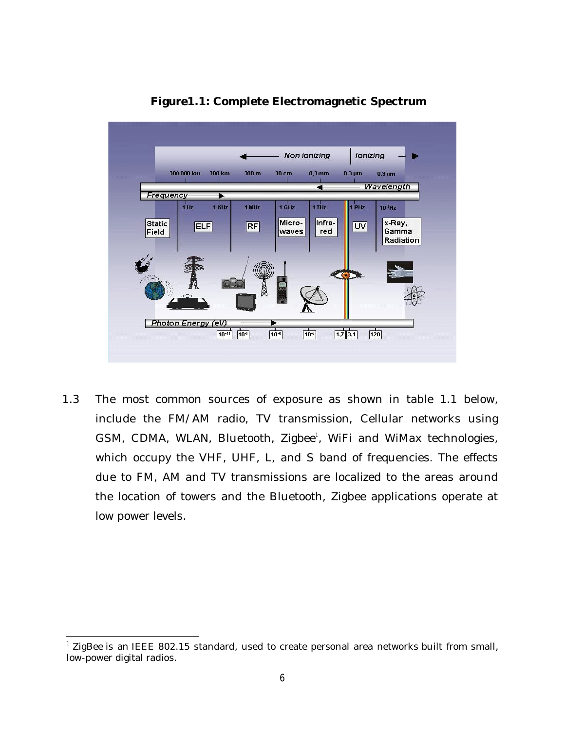**Figure1.1: Complete Electromagnetic Spectrum**

1.3 The most common sources of exposure as shown in table 1.1 below, include the FM/AM radio, TV transmission, Cellular networks using GSM, CDMA, WLAN, Bluetooth, Zigbee[1], WiFi and WiMax technologies, which occupy the VHF, UHF, L, and S band of frequencies. The effects due to FM, AM and TV transmissions are localized to the areas around the location of towers and the Bluetooth, Zigbee applications operate at low power levels.

---

[1] ZigBee is an IEEE 802.15 standard, used to create personal area networks built from small, low-power digital radios.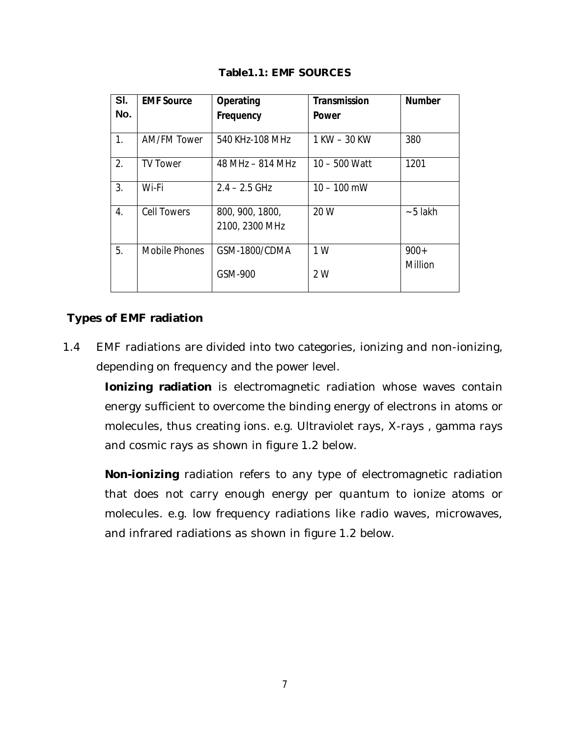**Table1.1: EMF SOURCES**

| Sl. No. | EMF Source | Operating Frequency | Transmission Power | Number |
|---|---|---|---|---|
| 1. | AM/FM Tower | 540 KHz-108 MHz | 1 KW – 30 KW | 380 |
| 2. | TV Tower | 48 MHz – 814 MHz | 10 – 500 Watt | 1201 |
| 3. | Wi-Fi | 2.4 – 2.5 GHz | 10 – 100 mW | |
| 4. | Cell Towers | 800, 900, 1800, 2100, 2300 MHz | 20 W | ~5 lakh |
| 5. | Mobile Phones | GSM-1800/CDMA<br>GSM-900 | 1 W<br>2 W | 900+ Million |

## Types of EMF radiation

1.4 EMF radiations are divided into two categories, ionizing and non-ionizing, depending on frequency and the power level.

**Ionizing radiation** is electromagnetic radiation whose waves contain energy sufficient to overcome the binding energy of electrons in atoms or molecules, thus creating ions. e.g. Ultraviolet rays, X-rays , gamma rays and cosmic rays as shown in figure 1.2 below.

**Non-ionizing** radiation refers to any type of electromagnetic radiation that does not carry enough energy per quantum to ionize atoms or molecules. e.g. low frequency radiations like radio waves, microwaves, and infrared radiations as shown in figure 1.2 below.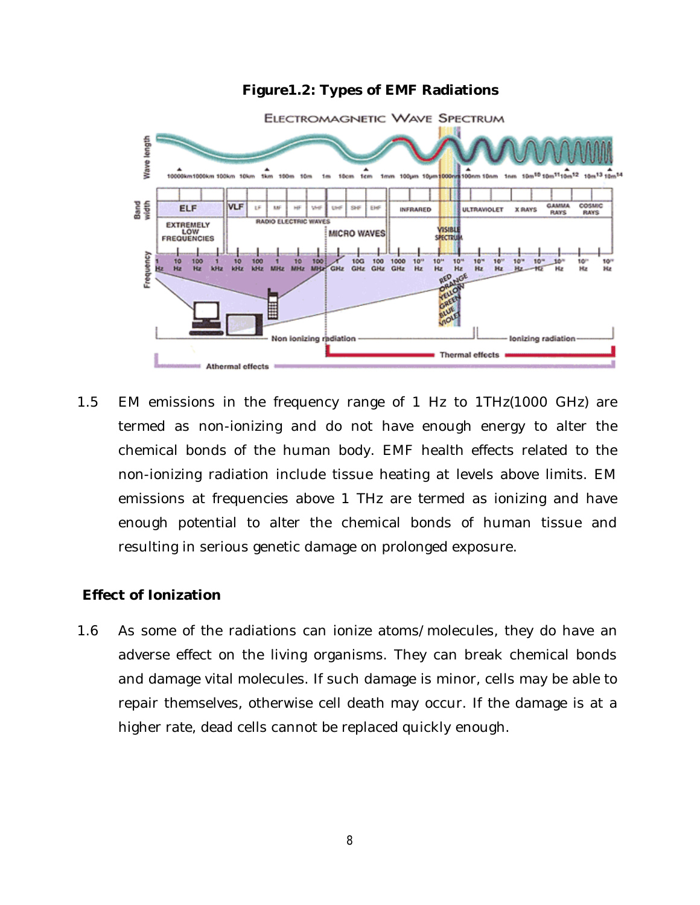**Figure1.2: Types of EMF Radiations**

1.5 EM emissions in the frequency range of 1 Hz to 1THz(1000 GHz) are termed as non-ionizing and do not have enough energy to alter the chemical bonds of the human body. EMF health effects related to the non-ionizing radiation include tissue heating at levels above limits. EM emissions at frequencies above 1 THz are termed as ionizing and have enough potential to alter the chemical bonds of human tissue and resulting in serious genetic damage on prolonged exposure.

**Effect of Ionization**

1.6 As some of the radiations can ionize atoms/molecules, they do have an adverse effect on the living organisms. They can break chemical bonds and damage vital molecules. If such damage is minor, cells may be able to repair themselves, otherwise cell death may occur. If the damage is at a higher rate, dead cells cannot be replaced quickly enough.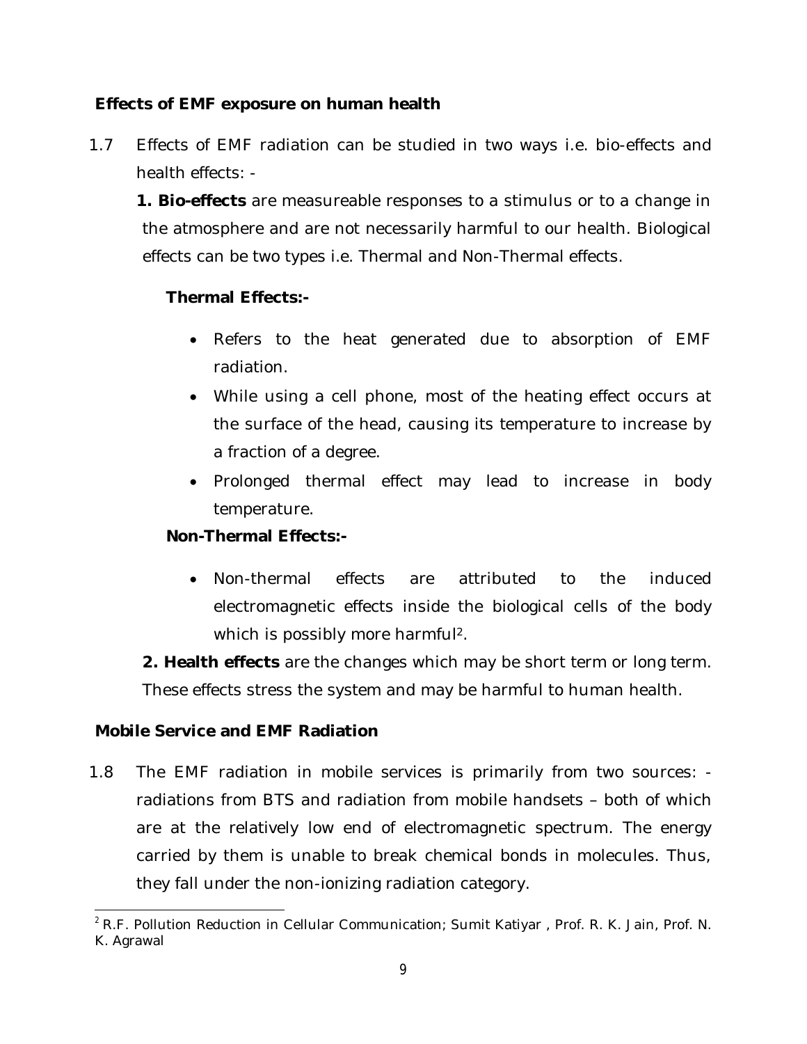**Effects of EMF exposure on human health**

1.7 Effects of EMF radiation can be studied in two ways i.e. bio-effects and health effects: -

**1. Bio-effects** are measureable responses to a stimulus or to a change in the atmosphere and are not necessarily harmful to our health. Biological effects can be two types i.e. Thermal and Non-Thermal effects.

**Thermal Effects:-**

- Refers to the heat generated due to absorption of EMF radiation.
- While using a cell phone, most of the heating effect occurs at the surface of the head, causing its temperature to increase by a fraction of a degree.
- Prolonged thermal effect may lead to increase in body temperature.

**Non-Thermal Effects:-**

- Non-thermal effects are attributed to the induced electromagnetic effects inside the biological cells of the body which is possibly more harmful[2].

**2. Health effects** are the changes which may be short term or long term. These effects stress the system and may be harmful to human health.

**Mobile Service and EMF Radiation**

1.8 The EMF radiation in mobile services is primarily from two sources: - radiations from BTS and radiation from mobile handsets – both of which are at the relatively low end of electromagnetic spectrum. The energy carried by them is unable to break chemical bonds in molecules. Thus, they fall under the non-ionizing radiation category.

[2] R.F. Pollution Reduction in Cellular Communication; Sumit Katiyar , Prof. R. K. Jain, Prof. N. K. Agrawal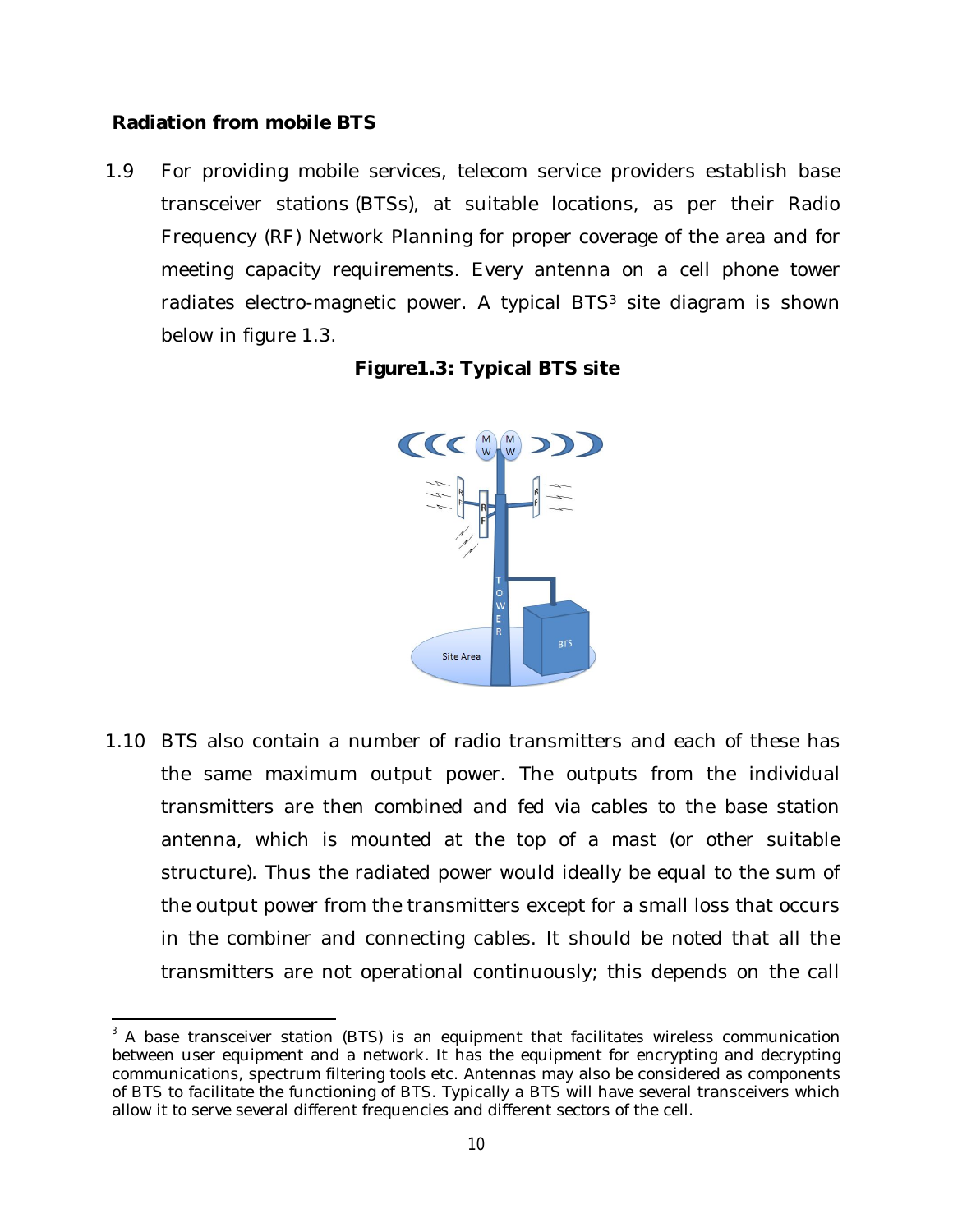**Radiation from mobile BTS**

1.9 For providing mobile services, telecom service providers establish base transceiver stations (BTSs), at suitable locations, as per their Radio Frequency (RF) Network Planning for proper coverage of the area and for meeting capacity requirements. Every antenna on a cell phone tower radiates electro-magnetic power. A typical BTS[3] site diagram is shown below in figure 1.3.

**Figure1.3: Typical BTS site**

1.10 BTS also contain a number of radio transmitters and each of these has the same maximum output power. The outputs from the individual transmitters are then combined and fed via cables to the base station antenna, which is mounted at the top of a mast (or other suitable structure). Thus the radiated power would ideally be equal to the sum of the output power from the transmitters except for a small loss that occurs in the combiner and connecting cables. It should be noted that all the transmitters are not operational continuously; this depends on the call

[3] A base transceiver station (BTS) is an equipment that facilitates wireless communication between user equipment and a network. It has the equipment for encrypting and decrypting communications, spectrum filtering tools etc. Antennas may also be considered as components of BTS to facilitate the functioning of BTS. Typically a BTS will have several transceivers which allow it to serve several different frequencies and different sectors of the cell.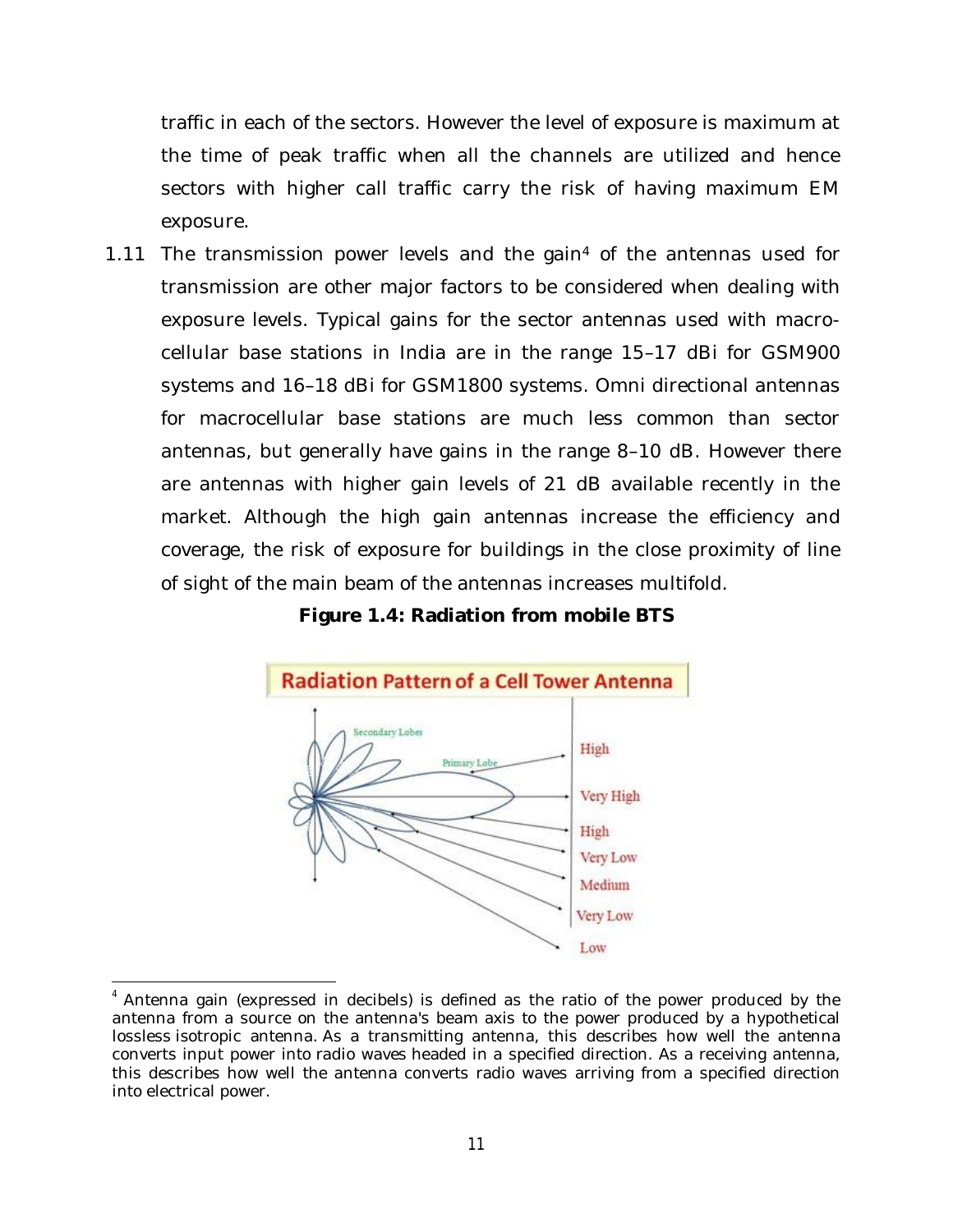traffic in each of the sectors. However the level of exposure is maximum at the time of peak traffic when all the channels are utilized and hence sectors with higher call traffic carry the risk of having maximum EM exposure.

1.11 The transmission power levels and the gain[4] of the antennas used for transmission are other major factors to be considered when dealing with exposure levels. Typical gains for the sector antennas used with macro-cellular base stations in India are in the range 15–17 dBi for GSM900 systems and 16–18 dBi for GSM1800 systems. Omni directional antennas for macrocellular base stations are much less common than sector antennas, but generally have gains in the range 8–10 dB. However there are antennas with higher gain levels of 21 dB available recently in the market. Although the high gain antennas increase the efficiency and coverage, the risk of exposure for buildings in the close proximity of line of sight of the main beam of the antennas increases multifold.

**Figure 1.4: Radiation from mobile BTS**

Radiation Pattern of a Cell Tower Antenna

Secondary Lobes | Primary Lobe | High | Very High | High | Very Low | Medium | Very Low | Low

---

[4] Antenna gain (expressed in decibels) is defined as the ratio of the power produced by the antenna from a source on the antenna's beam axis to the power produced by a hypothetical lossless isotropic antenna. As a transmitting antenna, this describes how well the antenna converts input power into radio waves headed in a specified direction. As a receiving antenna, this describes how well the antenna converts radio waves arriving from a specified direction into electrical power.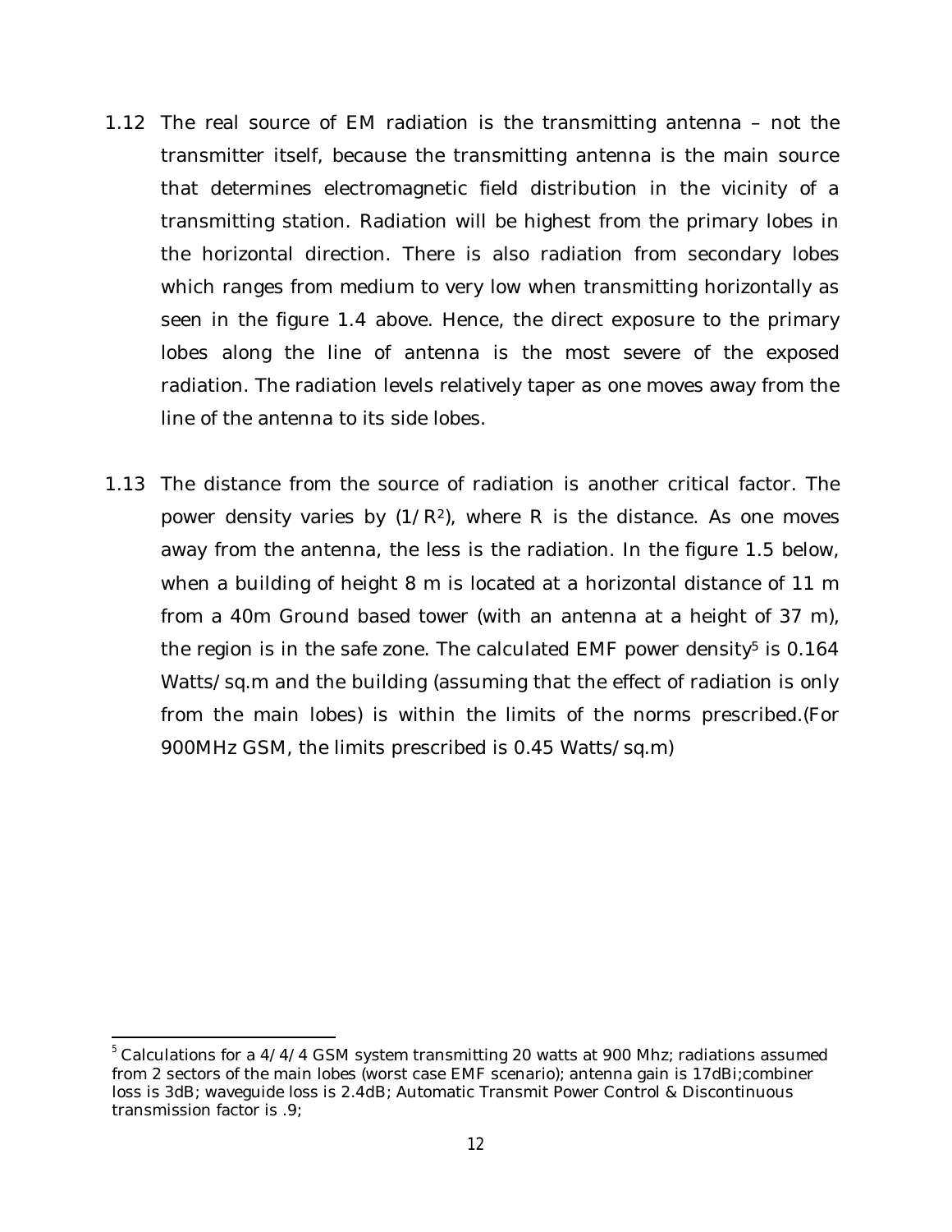1.12 The real source of EM radiation is the transmitting antenna – not the transmitter itself, because the transmitting antenna is the main source that determines electromagnetic field distribution in the vicinity of a transmitting station. Radiation will be highest from the primary lobes in the horizontal direction. There is also radiation from secondary lobes which ranges from medium to very low when transmitting horizontally as seen in the figure 1.4 above. Hence, the direct exposure to the primary lobes along the line of antenna is the most severe of the exposed radiation. The radiation levels relatively taper as one moves away from the line of the antenna to its side lobes.

1.13 The distance from the source of radiation is another critical factor. The power density varies by ($1/R^2$), where R is the distance. As one moves away from the antenna, the less is the radiation. In the figure 1.5 below, when a building of height 8 m is located at a horizontal distance of 11 m from a 40m Ground based tower (with an antenna at a height of 37 m), the region is in the safe zone. The calculated EMF power density[5] is 0.164 Watts/sq.m and the building (assuming that the effect of radiation is only from the main lobes) is within the limits of the norms prescribed.(For 900MHz GSM, the limits prescribed is 0.45 Watts/sq.m)

---

[5] Calculations for a 4/4/4 GSM system transmitting 20 watts at 900 Mhz; radiations assumed from 2 sectors of the main lobes (worst case EMF scenario); antenna gain is 17dBi;combiner loss is 3dB; waveguide loss is 2.4dB; Automatic Transmit Power Control & Discontinuous transmission factor is .9;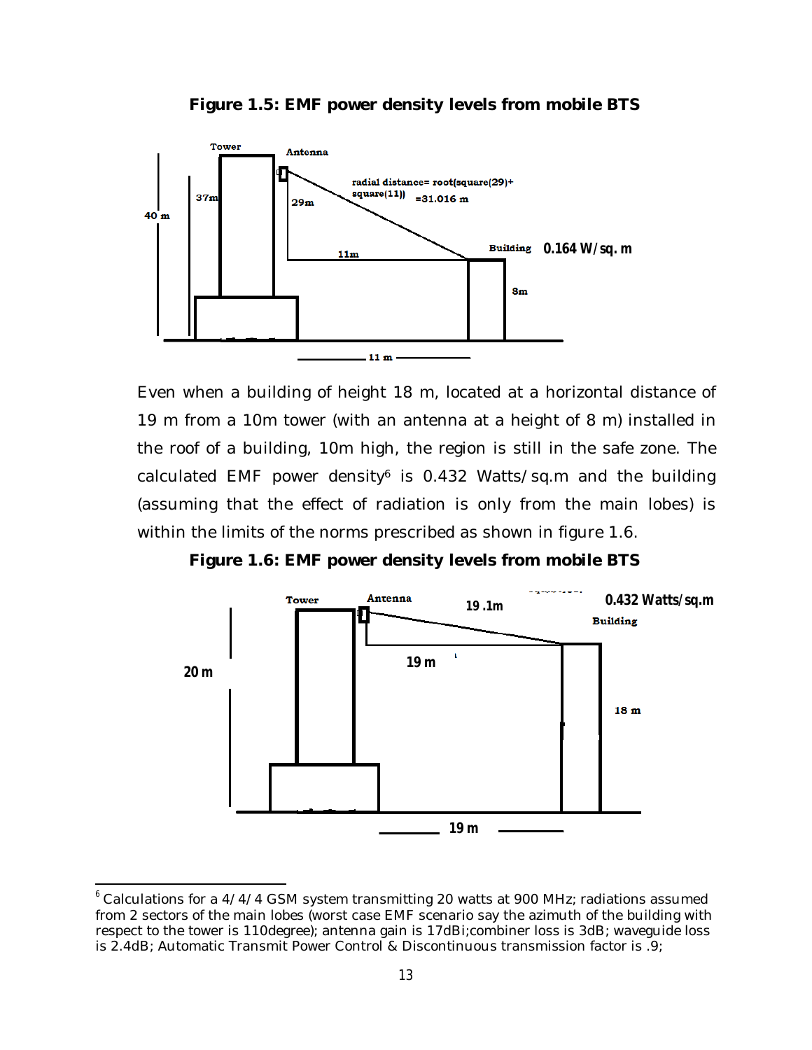**Figure 1.5: EMF power density levels from mobile BTS**

Tower

Antenna

radial distance= root(square(29)+ square(11)) =31.016 m

40 m

37m

29m

11m

Building 0.164 W/sq. m

8m

11 m

Even when a building of height 18 m, located at a horizontal distance of 19 m from a 10m tower (with an antenna at a height of 8 m) installed in the roof of a building, 10m high, the region is still in the safe zone. The calculated EMF power density[6] is 0.432 Watts/sq.m and the building (assuming that the effect of radiation is only from the main lobes) is within the limits of the norms prescribed as shown in figure 1.6.

**Figure 1.6: EMF power density levels from mobile BTS**

Tower

Antenna

19 .1m

0.432 Watts/sq.m

Building

19 m

20 m

18 m

19 m

---

[6] Calculations for a 4/4/4 GSM system transmitting 20 watts at 900 MHz; radiations assumed from 2 sectors of the main lobes (worst case EMF scenario say the azimuth of the building with respect to the tower is 110degree); antenna gain is 17dBi;combiner loss is 3dB; waveguide loss is 2.4dB; Automatic Transmit Power Control & Discontinuous transmission factor is .9;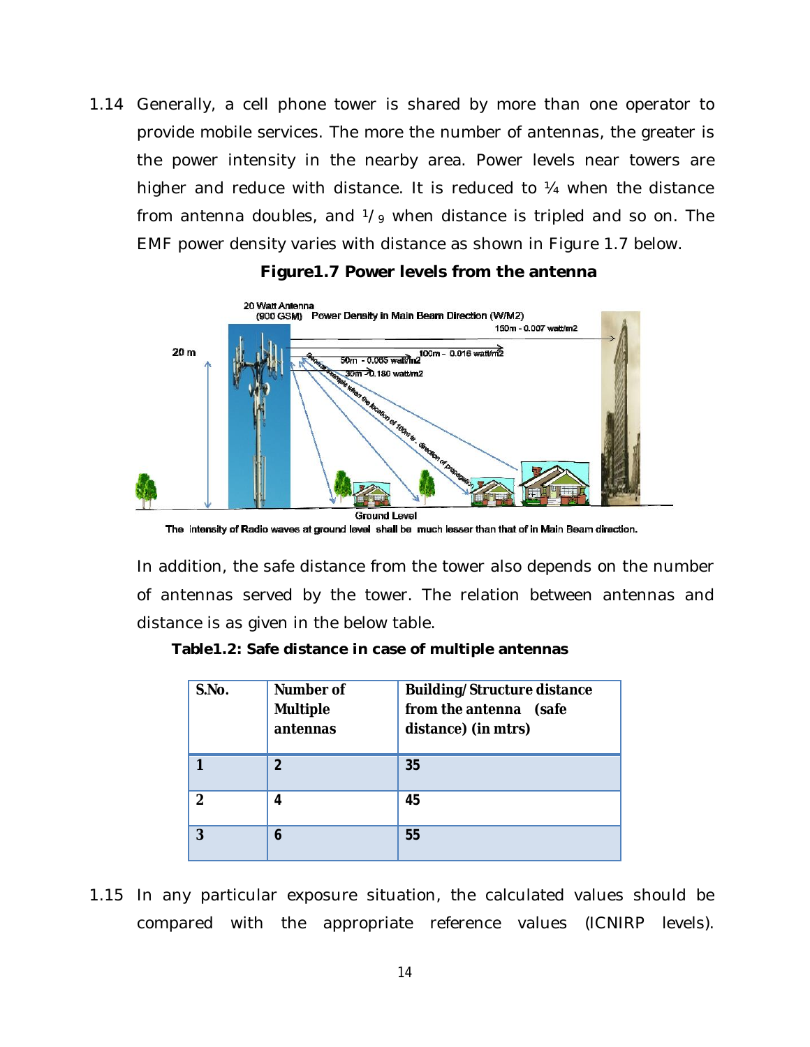1.14 Generally, a cell phone tower is shared by more than one operator to provide mobile services. The more the number of antennas, the greater is the power intensity in the nearby area. Power levels near towers are higher and reduce with distance. It is reduced to ¼ when the distance from antenna doubles, and $^{1}/_{9}$ when distance is tripled and so on. The EMF power density varies with distance as shown in Figure 1.7 below.

**Figure1.7 Power levels from the antenna**

The Intensity of Radio waves at ground level shall be much lesser than that of in Main Beam direction.

In addition, the safe distance from the tower also depends on the number of antennas served by the tower. The relation between antennas and distance is as given in the below table.

**Table1.2: Safe distance in case of multiple antennas**

| S.No. | Number of Multiple antennas | Building/Structure distance from the antenna (safe distance) (in mtrs) |
|---|---|---|
| 1 | 2 | 35 |
| 2 | 4 | 45 |
| 3 | 6 | 55 |

1.15 In any particular exposure situation, the calculated values should be compared with the appropriate reference values (ICNIRP levels).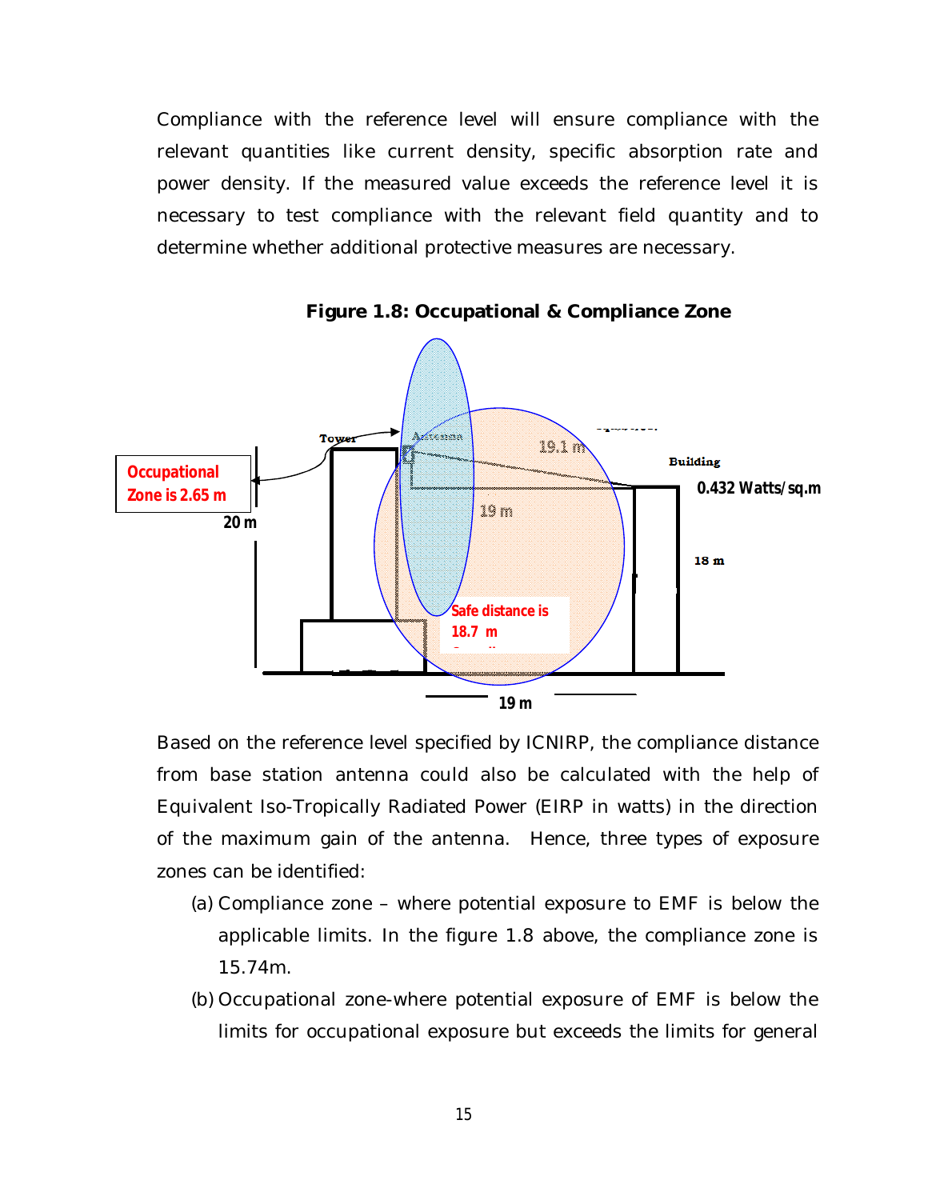Compliance with the reference level will ensure compliance with the relevant quantities like current density, specific absorption rate and power density. If the measured value exceeds the reference level it is necessary to test compliance with the relevant field quantity and to determine whether additional protective measures are necessary.

**Figure 1.8: Occupational & Compliance Zone**

Occupational Zone is 2.65 m

20 m

Tower

Antenna

19.1 m

19 m

Building

0.432 Watts/sq.m

18 m

Safe distance is 18.7 m

19 m

Based on the reference level specified by ICNIRP, the compliance distance from base station antenna could also be calculated with the help of Equivalent Iso-Tropically Radiated Power (EIRP in watts) in the direction of the maximum gain of the antenna. Hence, three types of exposure zones can be identified:

(a) Compliance zone – where potential exposure to EMF is below the applicable limits. In the figure 1.8 above, the compliance zone is 15.74m.

(b) Occupational zone-where potential exposure of EMF is below the limits for occupational exposure but exceeds the limits for general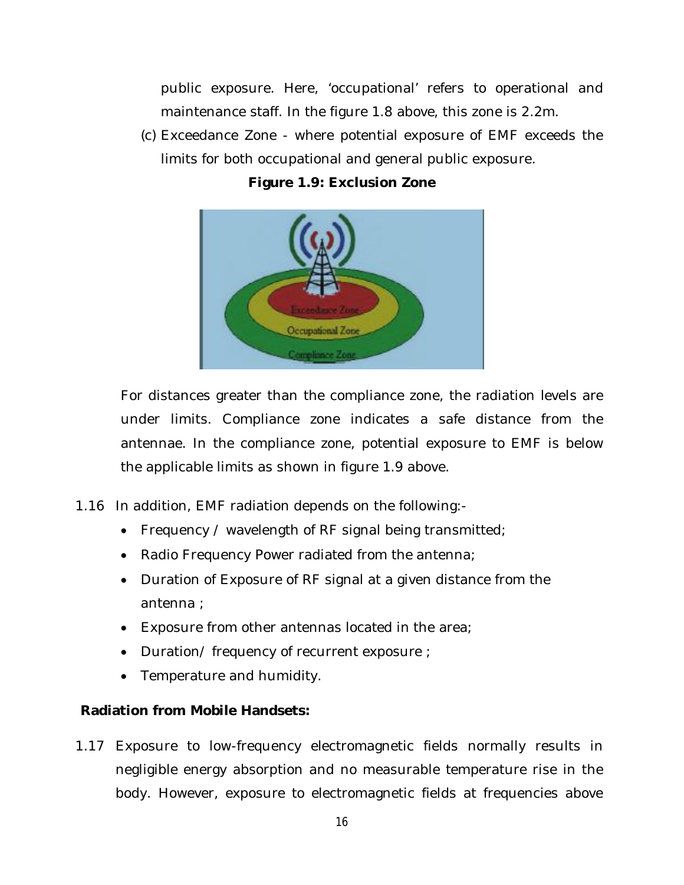public exposure. Here, 'occupational' refers to operational and maintenance staff. In the figure 1.8 above, this zone is 2.2m.

(c) Exceedance Zone - where potential exposure of EMF exceeds the limits for both occupational and general public exposure.

**Figure 1.9: Exclusion Zone**

For distances greater than the compliance zone, the radiation levels are under limits. Compliance zone indicates a safe distance from the antennae. In the compliance zone, potential exposure to EMF is below the applicable limits as shown in figure 1.9 above.

1.16 In addition, EMF radiation depends on the following:-

- Frequency / wavelength of RF signal being transmitted;
- Radio Frequency Power radiated from the antenna;
- Duration of Exposure of RF signal at a given distance from the antenna ;
- Exposure from other antennas located in the area;
- Duration/ frequency of recurrent exposure ;
- Temperature and humidity.

**Radiation from Mobile Handsets:**

1.17 Exposure to low-frequency electromagnetic fields normally results in negligible energy absorption and no measurable temperature rise in the body. However, exposure to electromagnetic fields at frequencies above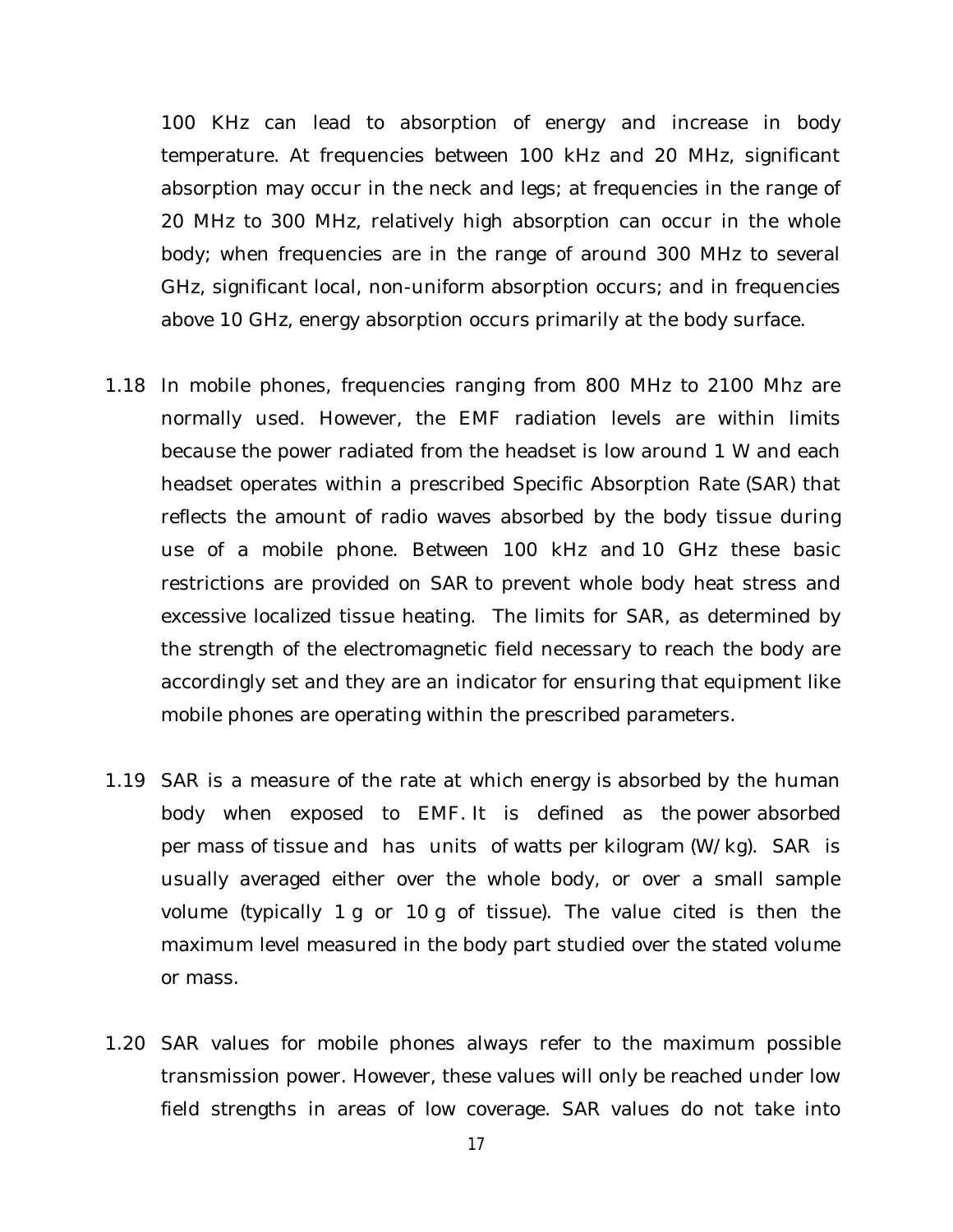100 KHz can lead to absorption of energy and increase in body temperature. At frequencies between 100 kHz and 20 MHz, significant absorption may occur in the neck and legs; at frequencies in the range of 20 MHz to 300 MHz, relatively high absorption can occur in the whole body; when frequencies are in the range of around 300 MHz to several GHz, significant local, non-uniform absorption occurs; and in frequencies above 10 GHz, energy absorption occurs primarily at the body surface.

1.18 In mobile phones, frequencies ranging from 800 MHz to 2100 Mhz are normally used. However, the EMF radiation levels are within limits because the power radiated from the headset is low around 1 W and each headset operates within a prescribed Specific Absorption Rate (SAR) that reflects the amount of radio waves absorbed by the body tissue during use of a mobile phone. Between 100 kHz and 10 GHz these basic restrictions are provided on SAR to prevent whole body heat stress and excessive localized tissue heating. The limits for SAR, as determined by the strength of the electromagnetic field necessary to reach the body are accordingly set and they are an indicator for ensuring that equipment like mobile phones are operating within the prescribed parameters.

1.19 SAR is a measure of the rate at which energy is absorbed by the human body when exposed to EMF. It is defined as the power absorbed per mass of tissue and has units of watts per kilogram (W/kg). SAR is usually averaged either over the whole body, or over a small sample volume (typically 1 g or 10 g of tissue). The value cited is then the maximum level measured in the body part studied over the stated volume or mass.

1.20 SAR values for mobile phones always refer to the maximum possible transmission power. However, these values will only be reached under low field strengths in areas of low coverage. SAR values do not take into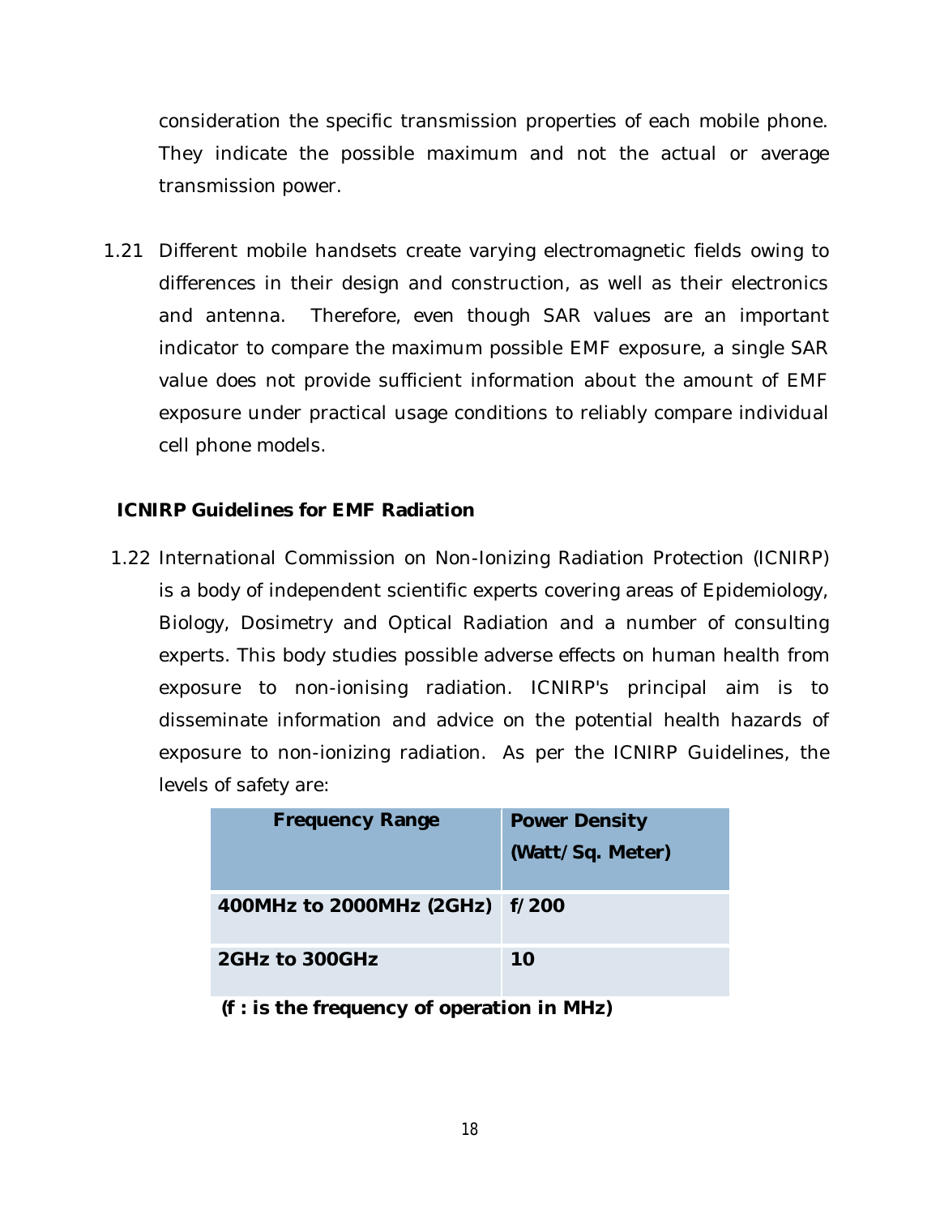consideration the specific transmission properties of each mobile phone. They indicate the possible maximum and not the actual or average transmission power.

1.21 Different mobile handsets create varying electromagnetic fields owing to differences in their design and construction, as well as their electronics and antenna. Therefore, even though SAR values are an important indicator to compare the maximum possible EMF exposure, a single SAR value does not provide sufficient information about the amount of EMF exposure under practical usage conditions to reliably compare individual cell phone models.

### ICNIRP Guidelines for EMF Radiation

1.22 International Commission on Non-Ionizing Radiation Protection (ICNIRP) is a body of independent scientific experts covering areas of Epidemiology, Biology, Dosimetry and Optical Radiation and a number of consulting experts. This body studies possible adverse effects on human health from exposure to non-ionising radiation. ICNIRP's principal aim is to disseminate information and advice on the potential health hazards of exposure to non-ionizing radiation. As per the ICNIRP Guidelines, the levels of safety are:

| Frequency Range | Power Density (Watt/Sq. Meter) |
|---|---|
| 400MHz to 2000MHz (2GHz) | f/200 |
| 2GHz to 300GHz | 10 |

**(f : is the frequency of operation in MHz)**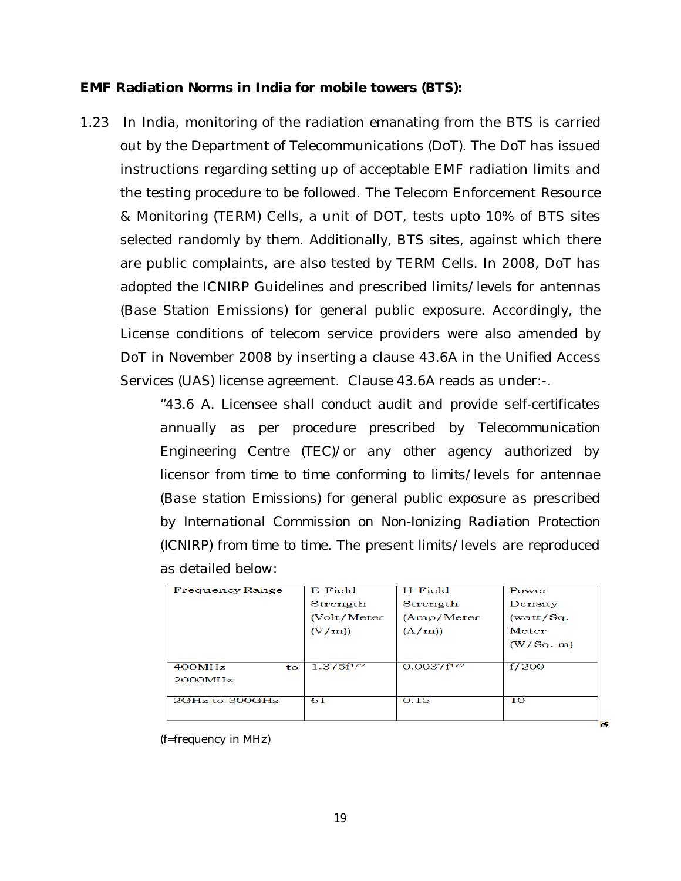**EMF Radiation Norms in India for mobile towers (BTS):**

1.23 In India, monitoring of the radiation emanating from the BTS is carried out by the Department of Telecommunications (DoT). The DoT has issued instructions regarding setting up of acceptable EMF radiation limits and the testing procedure to be followed. The Telecom Enforcement Resource & Monitoring (TERM) Cells, a unit of DOT, tests upto 10% of BTS sites selected randomly by them. Additionally, BTS sites, against which there are public complaints, are also tested by TERM Cells. In 2008, DoT has adopted the ICNIRP Guidelines and prescribed limits/levels for antennas (Base Station Emissions) for general public exposure. Accordingly, the License conditions of telecom service providers were also amended by DoT in November 2008 by inserting a clause 43.6A in the Unified Access Services (UAS) license agreement. Clause 43.6A reads as under:-.

> "43.6 A. Licensee shall conduct audit and provide self-certificates annually as per procedure prescribed by Telecommunication Engineering Centre (TEC)/or any other agency authorized by licensor from time to time conforming to limits/levels for antennae (Base station Emissions) for general public exposure as prescribed by International Commission on Non-Ionizing Radiation Protection (ICNIRP) from time to time. The present limits/levels are reproduced as detailed below:

| Frequency Range | E-Field Strength (Volt/Meter (V/m)) | H-Field Strength (Amp/Meter (A/m)) | Power Density (watt/Sq. Meter (W/Sq. m) |
|---|---|---|---|
| 400MHz to 2000MHz | $1.375f^{1/2}$ | $0.0037f^{1/2}$ | f/200 |
| 2GHz to 300GHz | 61 | 0.15 | 10 |

(f=frequency in MHz)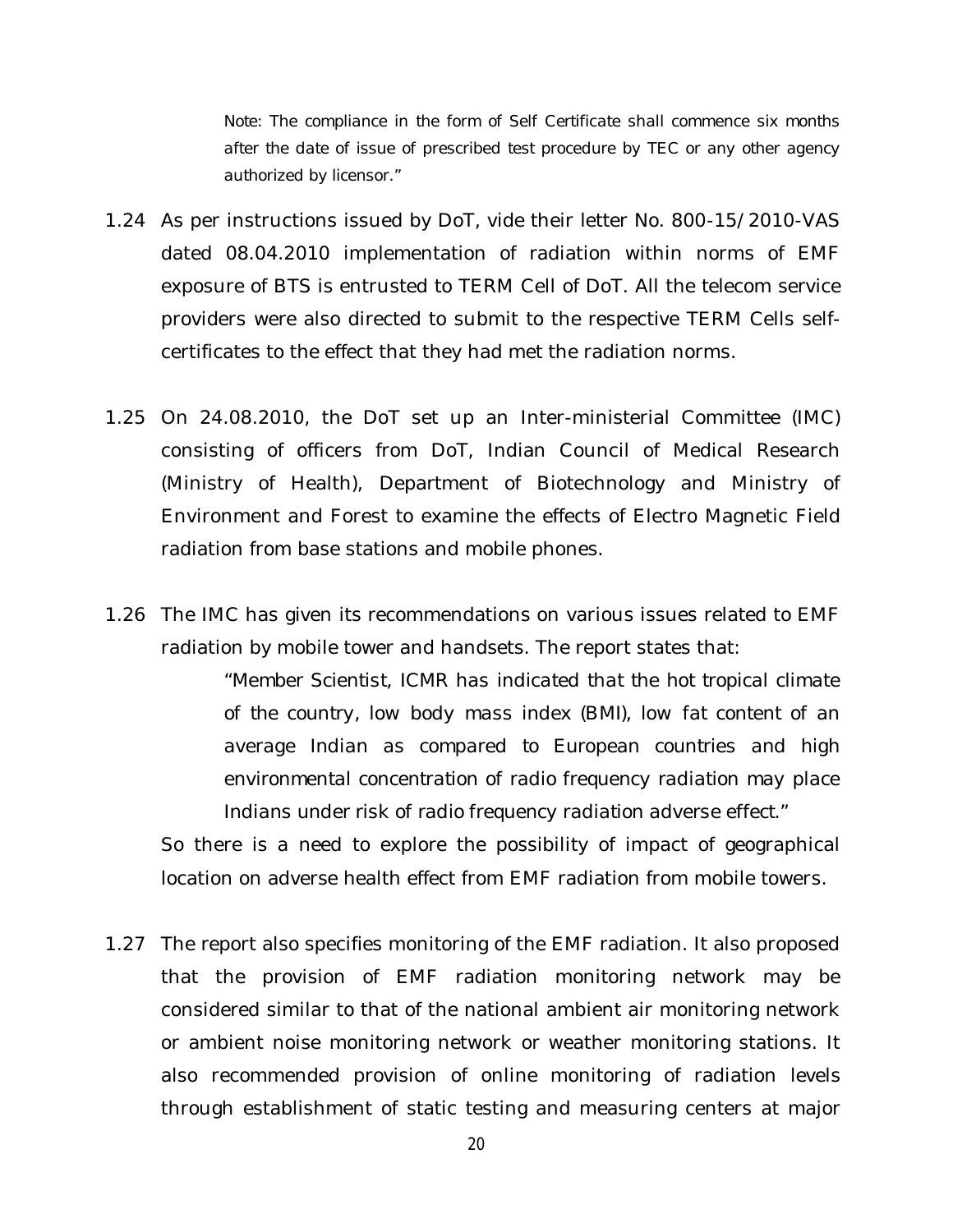> Note: The compliance in the form of Self Certificate shall commence six months after the date of issue of prescribed test procedure by TEC or any other agency authorized by licensor."

1.24 As per instructions issued by DoT, vide their letter No. 800-15/2010-VAS dated 08.04.2010 implementation of radiation within norms of EMF exposure of BTS is entrusted to TERM Cell of DoT. All the telecom service providers were also directed to submit to the respective TERM Cells self-certificates to the effect that they had met the radiation norms.

1.25 On 24.08.2010, the DoT set up an Inter-ministerial Committee (IMC) consisting of officers from DoT, Indian Council of Medical Research (Ministry of Health), Department of Biotechnology and Ministry of Environment and Forest to examine the effects of Electro Magnetic Field radiation from base stations and mobile phones.

1.26 The IMC has given its recommendations on various issues related to EMF radiation by mobile tower and handsets. The report states that:

> "Member Scientist, ICMR has indicated that the hot tropical climate of the country, low body mass index (BMI), low fat content of an average Indian as compared to European countries and high environmental concentration of radio frequency radiation may place Indians under risk of radio frequency radiation adverse effect."

So there is a need to explore the possibility of impact of geographical location on adverse health effect from EMF radiation from mobile towers.

1.27 The report also specifies monitoring of the EMF radiation. It also proposed that the provision of EMF radiation monitoring network may be considered similar to that of the national ambient air monitoring network or ambient noise monitoring network or weather monitoring stations. It also recommended provision of online monitoring of radiation levels through establishment of static testing and measuring centers at major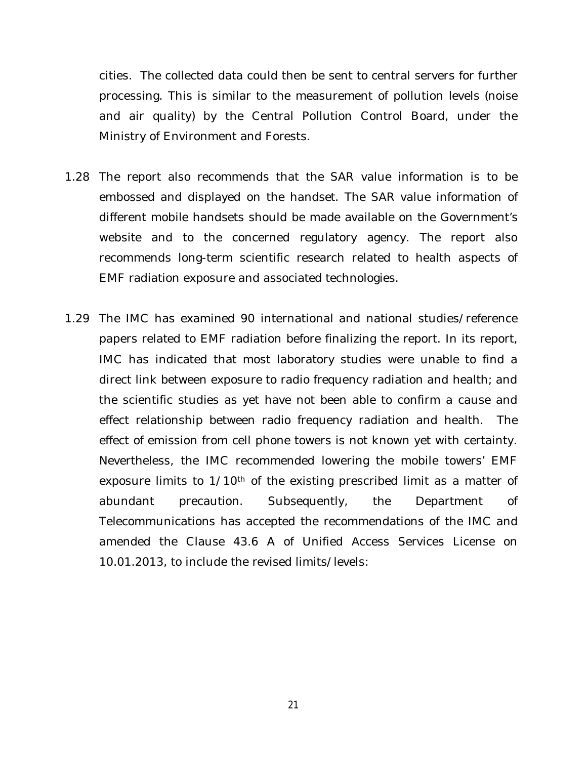cities. The collected data could then be sent to central servers for further processing. This is similar to the measurement of pollution levels (noise and air quality) by the Central Pollution Control Board, under the Ministry of Environment and Forests.

1.28 The report also recommends that the SAR value information is to be embossed and displayed on the handset. The SAR value information of different mobile handsets should be made available on the Government's website and to the concerned regulatory agency. The report also recommends long-term scientific research related to health aspects of EMF radiation exposure and associated technologies.

1.29 The IMC has examined 90 international and national studies/reference papers related to EMF radiation before finalizing the report. In its report, IMC has indicated that most laboratory studies were unable to find a direct link between exposure to radio frequency radiation and health; and the scientific studies as yet have not been able to confirm a cause and effect relationship between radio frequency radiation and health. The effect of emission from cell phone towers is not known yet with certainty. Nevertheless, the IMC recommended lowering the mobile towers' EMF exposure limits to $1/10^{th}$ of the existing prescribed limit as a matter of abundant precaution. Subsequently, the Department of Telecommunications has accepted the recommendations of the IMC and amended the Clause 43.6 A of Unified Access Services License on 10.01.2013, to include the revised limits/levels: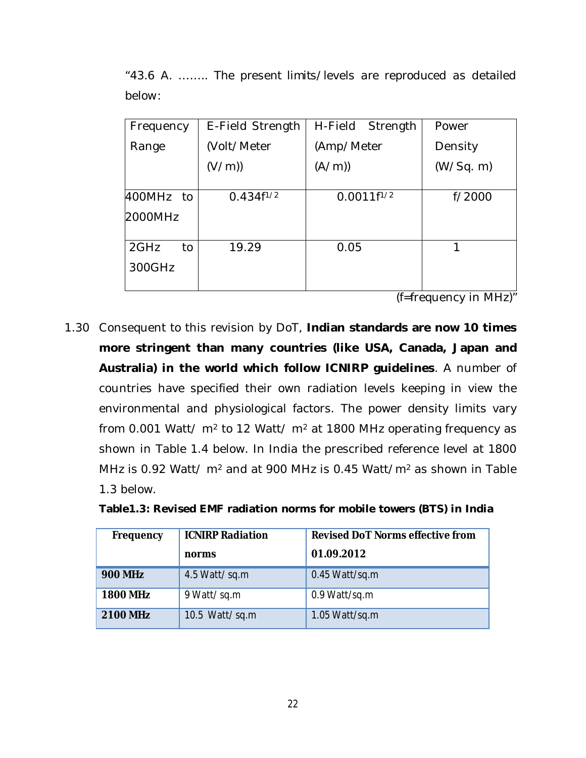"43.6 A. …….. The present limits/levels are reproduced as detailed below:

| Frequency Range | E-Field Strength (Volt/Meter (V/m)) | H-Field Strength (Amp/Meter (A/m)) | Power Density (W/Sq. m) |
|---|---|---|---|
| 400MHz to 2000MHz | $0.434f^{1/2}$ | $0.0011f^{1/2}$ | f/2000 |
| 2GHz to 300GHz | 19.29 | 0.05 | 1 |

(f=frequency in MHz)"

1.30 Consequent to this revision by DoT, **Indian standards are now 10 times more stringent than many countries (like USA, Canada, Japan and Australia) in the world which follow ICNIRP guidelines**. A number of countries have specified their own radiation levels keeping in view the environmental and physiological factors. The power density limits vary from 0.001 Watt/ $m^2$ to 12 Watt/ $m^2$ at 1800 MHz operating frequency as shown in Table 1.4 below. In India the prescribed reference level at 1800 MHz is 0.92 Watt/ $m^2$ and at 900 MHz is 0.45 Watt/$m^2$ as shown in Table 1.3 below.

**Table1.3: Revised EMF radiation norms for mobile towers (BTS) in India**

| Frequency | ICNIRP Radiation norms | Revised DoT Norms effective from 01.09.2012 |
|---|---|---|
| **900 MHz** | 4.5 Watt/ sq.m | 0.45 Watt/sq.m |
| **1800 MHz** | 9 Watt/ sq.m | 0.9 Watt/sq.m |
| **2100 MHz** | 10.5 Watt/ sq.m | 1.05 Watt/sq.m |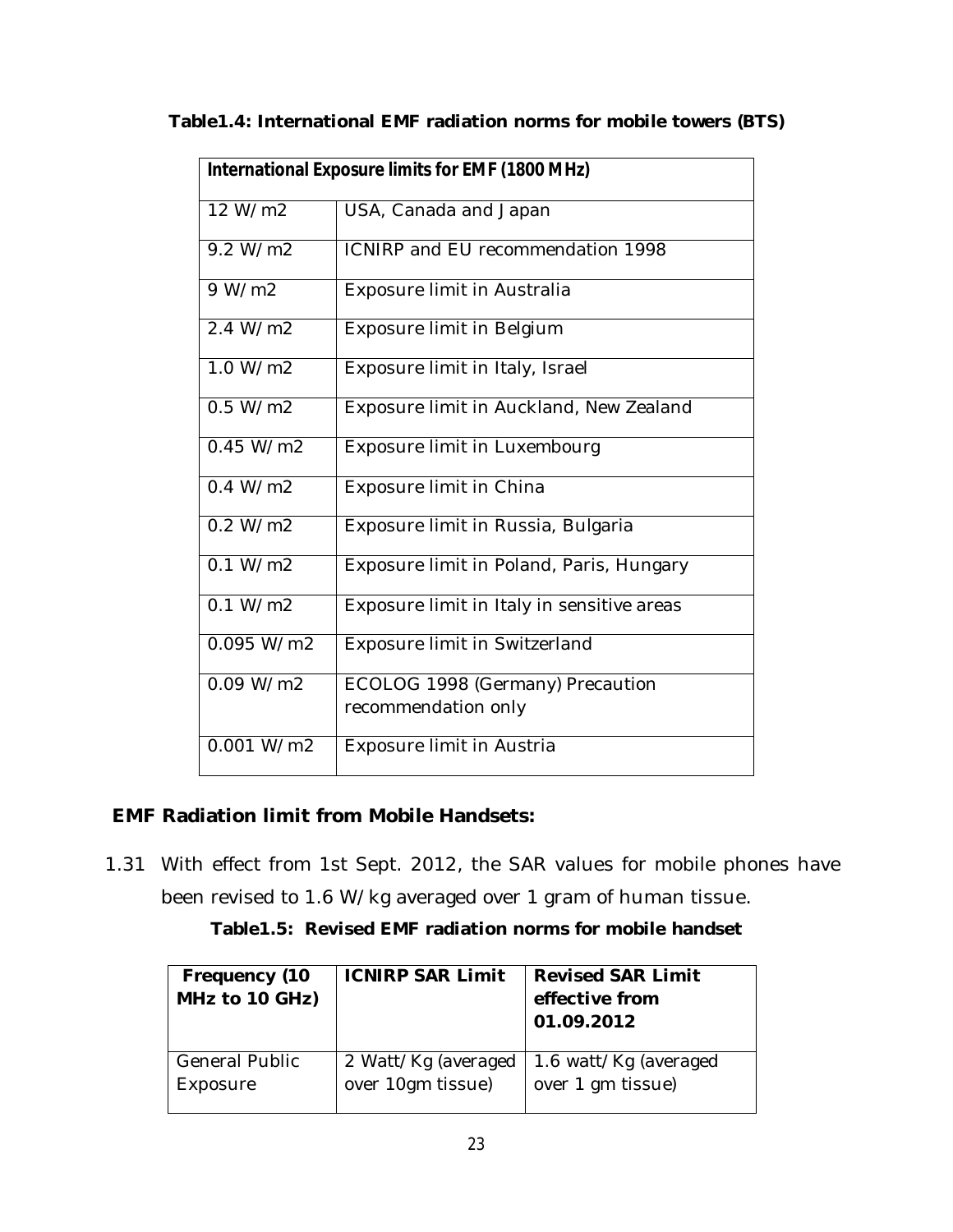**Table1.4: International EMF radiation norms for mobile towers (BTS)**

| International Exposure limits for EMF (1800 MHz) | |
|---|---|
| 12 W/m2 | USA, Canada and Japan |
| 9.2 W/m2 | ICNIRP and EU recommendation 1998 |
| 9 W/m2 | Exposure limit in Australia |
| 2.4 W/m2 | Exposure limit in Belgium |
| 1.0 W/m2 | Exposure limit in Italy, Israel |
| 0.5 W/m2 | Exposure limit in Auckland, New Zealand |
| 0.45 W/m2 | Exposure limit in Luxembourg |
| 0.4 W/m2 | Exposure limit in China |
| 0.2 W/m2 | Exposure limit in Russia, Bulgaria |
| 0.1 W/m2 | Exposure limit in Poland, Paris, Hungary |
| 0.1 W/m2 | Exposure limit in Italy in sensitive areas |
| 0.095 W/m2 | Exposure limit in Switzerland |
| 0.09 W/m2 | ECOLOG 1998 (Germany) Precaution recommendation only |
| 0.001 W/m2 | Exposure limit in Austria |

**EMF Radiation limit from Mobile Handsets:**

1.31 With effect from 1st Sept. 2012, the SAR values for mobile phones have been revised to 1.6 W/kg averaged over 1 gram of human tissue.

**Table1.5: Revised EMF radiation norms for mobile handset**

| Frequency (10 MHz to 10 GHz) | ICNIRP SAR Limit | Revised SAR Limit effective from 01.09.2012 |
|---|---|---|
| General Public Exposure | 2 Watt/Kg (averaged over 10gm tissue) | 1.6 watt/Kg (averaged over 1 gm tissue) |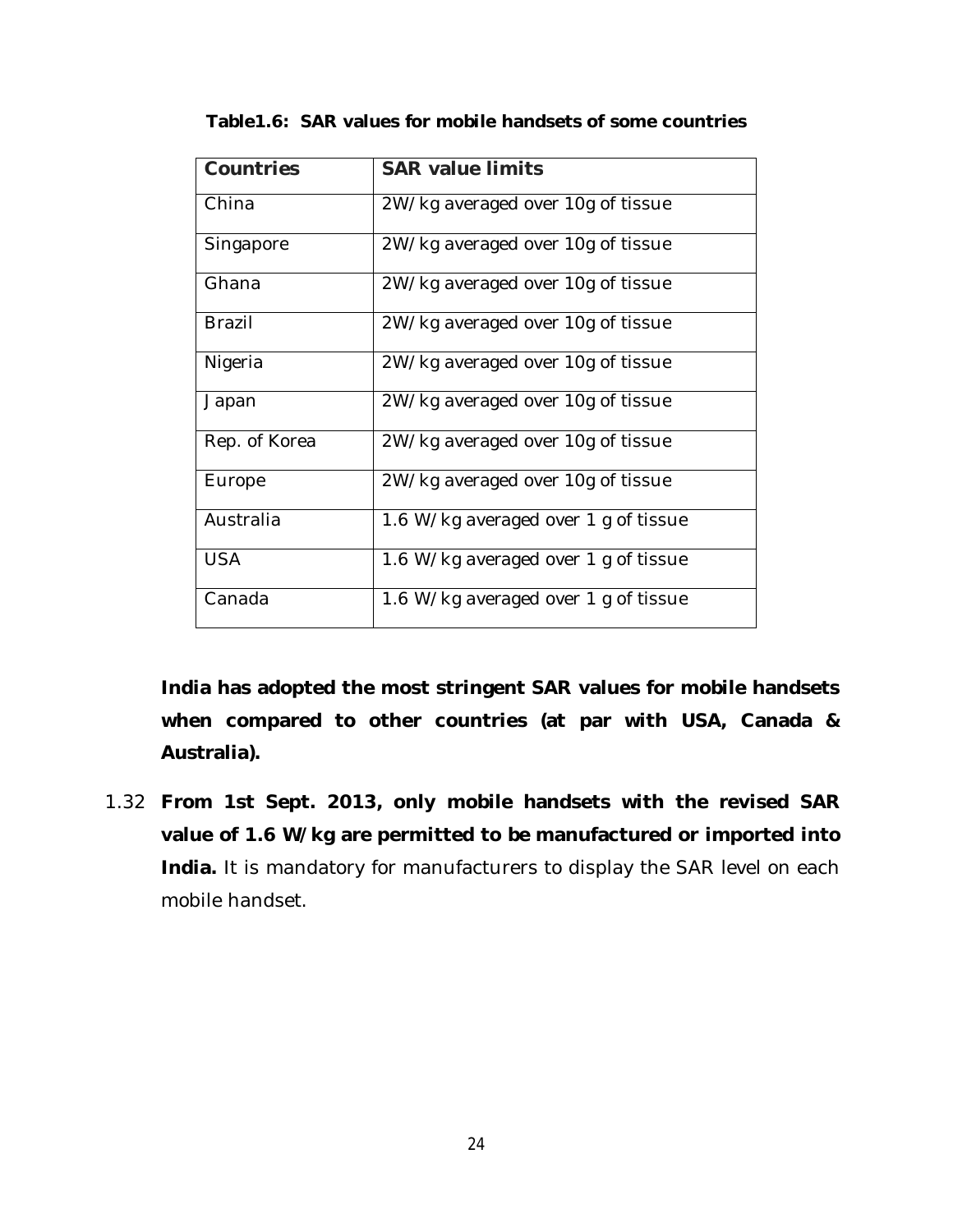**Table1.6: SAR values for mobile handsets of some countries**

| Countries | SAR value limits |
|---|---|
| China | 2W/kg averaged over 10g of tissue |
| Singapore | 2W/kg averaged over 10g of tissue |
| Ghana | 2W/kg averaged over 10g of tissue |
| Brazil | 2W/kg averaged over 10g of tissue |
| Nigeria | 2W/kg averaged over 10g of tissue |
| Japan | 2W/kg averaged over 10g of tissue |
| Rep. of Korea | 2W/kg averaged over 10g of tissue |
| Europe | 2W/kg averaged over 10g of tissue |
| Australia | 1.6 W/kg averaged over 1 g of tissue |
| USA | 1.6 W/kg averaged over 1 g of tissue |
| Canada | 1.6 W/kg averaged over 1 g of tissue |

**India has adopted the most stringent SAR values for mobile handsets when compared to other countries (at par with USA, Canada & Australia).**

1.32 **From 1st Sept. 2013, only mobile handsets with the revised SAR value of 1.6 W/kg are permitted to be manufactured or imported into India.** It is mandatory for manufacturers to display the SAR level on each mobile handset.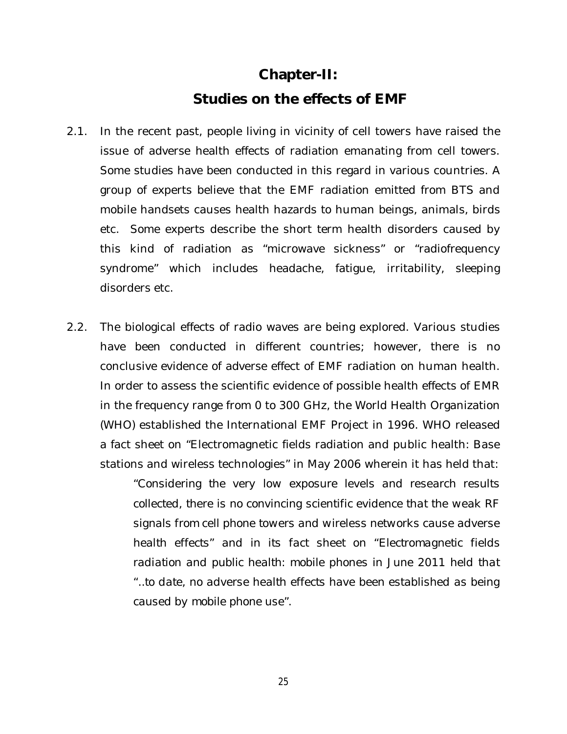# Chapter-II:
## Studies on the effects of EMF

2.1. In the recent past, people living in vicinity of cell towers have raised the issue of adverse health effects of radiation emanating from cell towers. Some studies have been conducted in this regard in various countries. A group of experts believe that the EMF radiation emitted from BTS and mobile handsets causes health hazards to human beings, animals, birds etc. Some experts describe the short term health disorders caused by this kind of radiation as "microwave sickness" or "radiofrequency syndrome" which includes headache, fatigue, irritability, sleeping disorders etc.

2.2. The biological effects of radio waves are being explored. Various studies have been conducted in different countries; however, there is no conclusive evidence of adverse effect of EMF radiation on human health. In order to assess the scientific evidence of possible health effects of EMR in the frequency range from 0 to 300 GHz, the World Health Organization (WHO) established the International EMF Project in 1996. WHO released a fact sheet on "Electromagnetic fields radiation and public health: Base stations and wireless technologies" in May 2006 wherein it has held that:

> *"Considering the very low exposure levels and research results collected, there is no convincing scientific evidence that the weak RF signals from cell phone towers and wireless networks cause adverse health effects" and in its fact sheet on "Electromagnetic fields radiation and public health: mobile phones in June 2011 held that "..to date, no adverse health effects have been established as being caused by mobile phone use".*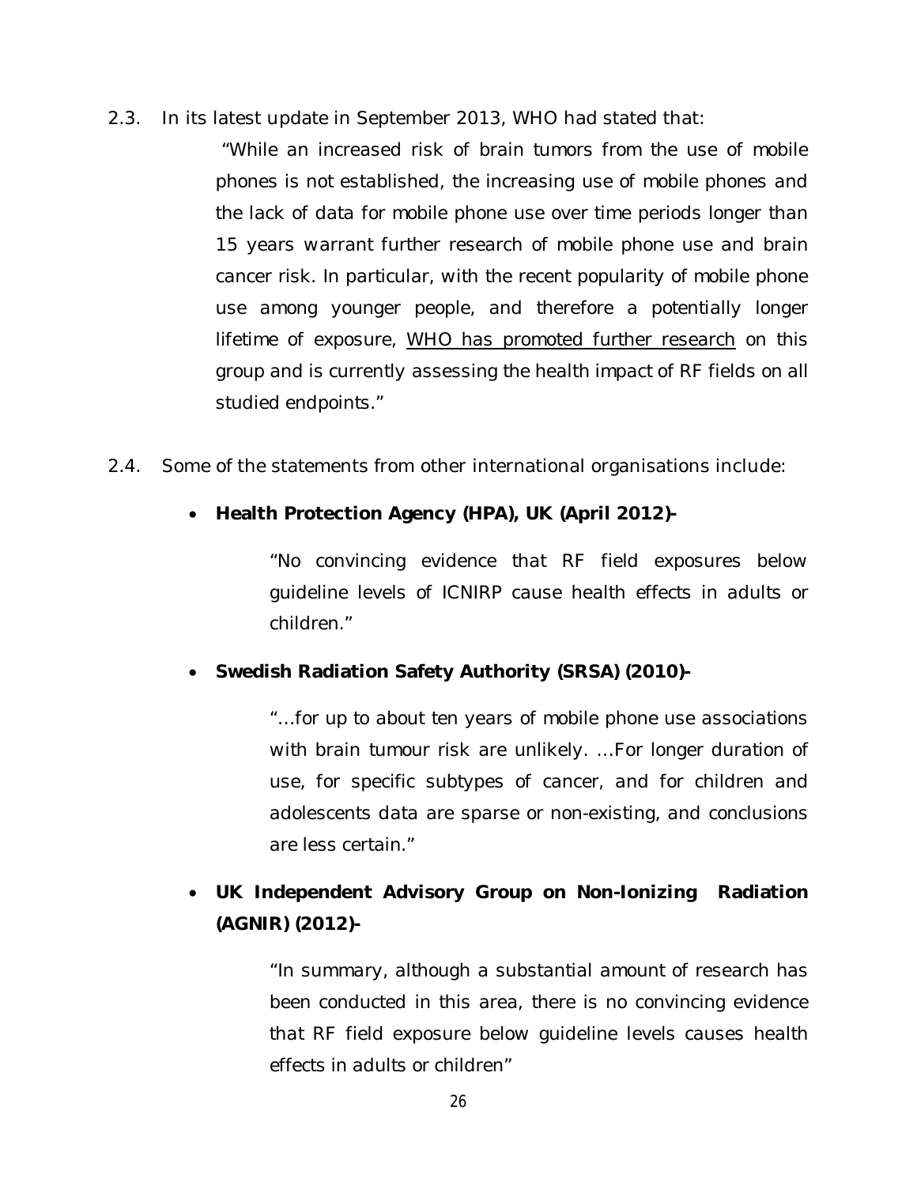2.3. In its latest update in September 2013, WHO had stated that:

> "While an increased risk of brain tumors from the use of mobile phones is not established, the increasing use of mobile phones and the lack of data for mobile phone use over time periods longer than 15 years warrant further research of mobile phone use and brain cancer risk. In particular, with the recent popularity of mobile phone use among younger people, and therefore a potentially longer lifetime of exposure, <u>WHO has promoted further research</u> on this group and is currently assessing the health impact of RF fields on all studied endpoints."

2.4. Some of the statements from other international organisations include:

- **Health Protection Agency (HPA), UK (April 2012)-**

  > "No convincing evidence that RF field exposures below guideline levels of ICNIRP cause health effects in adults or children."

- **Swedish Radiation Safety Authority (SRSA) (2010)-**

  > "…for up to about ten years of mobile phone use associations with brain tumour risk are unlikely. …For longer duration of use, for specific subtypes of cancer, and for children and adolescents data are sparse or non-existing, and conclusions are less certain."

- **UK Independent Advisory Group on Non-Ionizing Radiation (AGNIR) (2012)-**

  > "In summary, although a substantial amount of research has been conducted in this area, there is no convincing evidence that RF field exposure below guideline levels causes health effects in adults or children"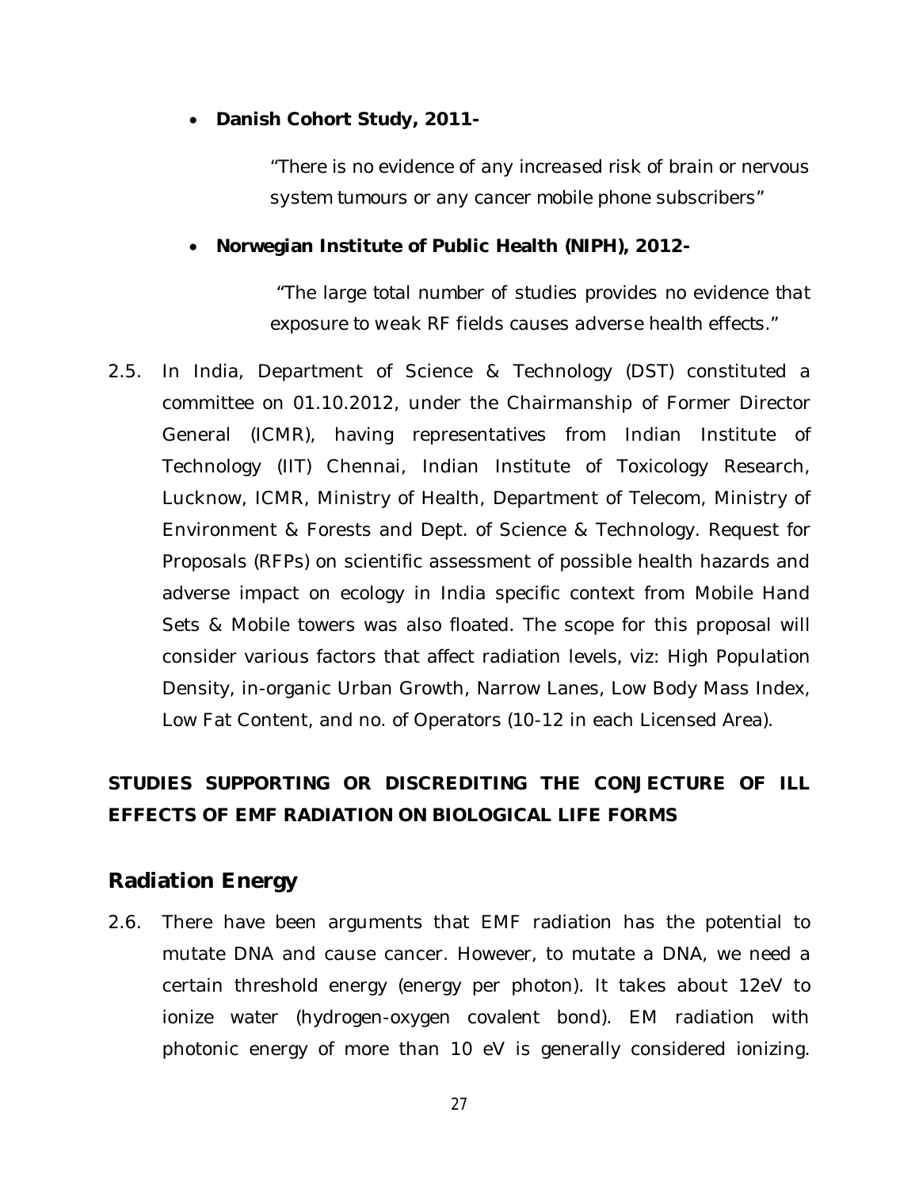- **Danish Cohort Study, 2011-**

  "There is no evidence of any increased risk of brain or nervous system tumours or any cancer mobile phone subscribers"

- **Norwegian Institute of Public Health (NIPH), 2012-**

  "The large total number of studies provides no evidence that exposure to weak RF fields causes adverse health effects."

2.5. In India, Department of Science & Technology (DST) constituted a committee on 01.10.2012, under the Chairmanship of Former Director General (ICMR), having representatives from Indian Institute of Technology (IIT) Chennai, Indian Institute of Toxicology Research, Lucknow, ICMR, Ministry of Health, Department of Telecom, Ministry of Environment & Forests and Dept. of Science & Technology. Request for Proposals (RFPs) on scientific assessment of possible health hazards and adverse impact on ecology in India specific context from Mobile Hand Sets & Mobile towers was also floated. The scope for this proposal will consider various factors that affect radiation levels, viz: High Population Density, in-organic Urban Growth, Narrow Lanes, Low Body Mass Index, Low Fat Content, and no. of Operators (10-12 in each Licensed Area).

**STUDIES SUPPORTING OR DISCREDITING THE CONJECTURE OF ILL EFFECTS OF EMF RADIATION ON BIOLOGICAL LIFE FORMS**

## Radiation Energy

2.6. There have been arguments that EMF radiation has the potential to mutate DNA and cause cancer. However, to mutate a DNA, we need a certain threshold energy (energy per photon). It takes about 12eV to ionize water (hydrogen-oxygen covalent bond). EM radiation with photonic energy of more than 10 eV is generally considered ionizing.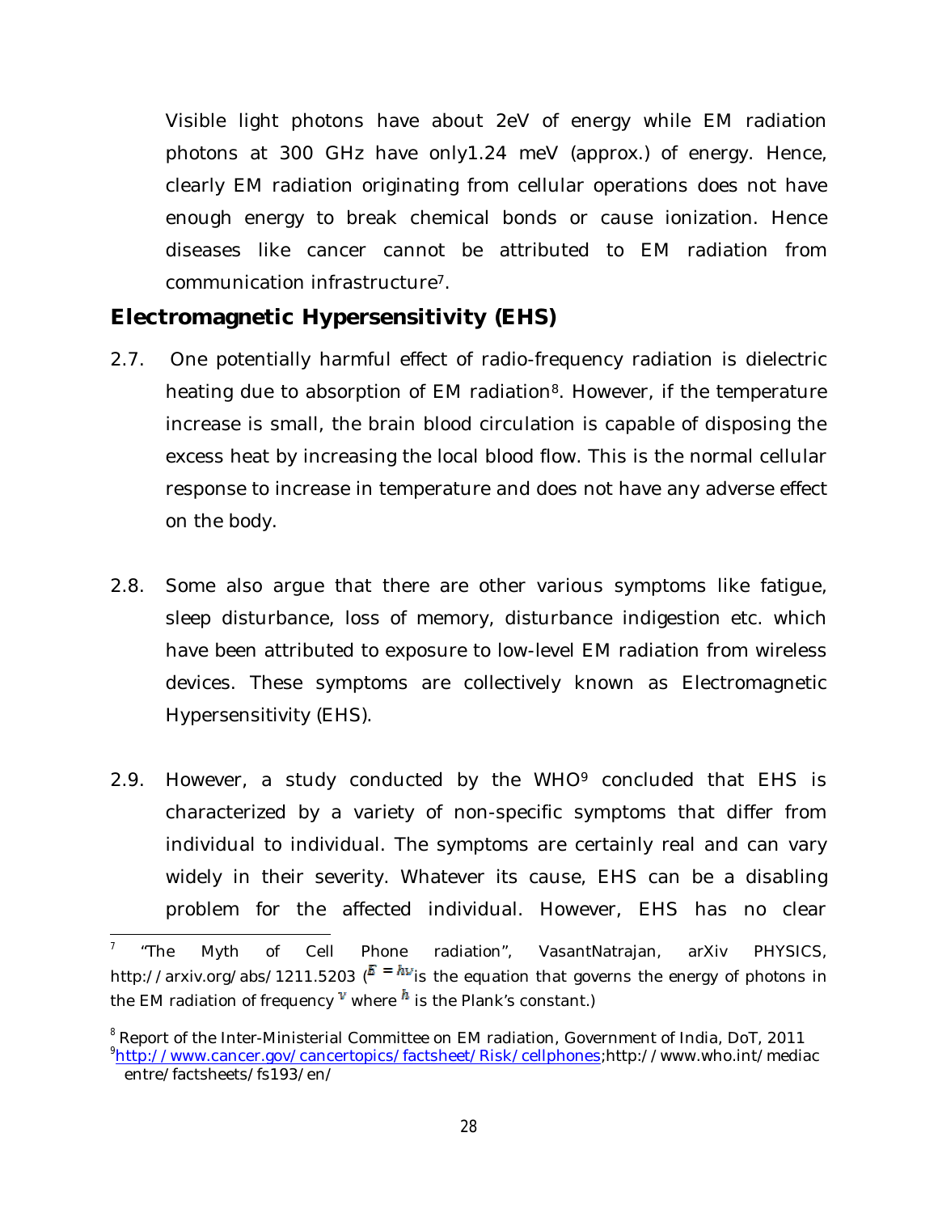Visible light photons have about 2eV of energy while EM radiation photons at 300 GHz have only1.24 meV (approx.) of energy. Hence, clearly EM radiation originating from cellular operations does not have enough energy to break chemical bonds or cause ionization. Hence diseases like cancer cannot be attributed to EM radiation from communication infrastructure[7].

## Electromagnetic Hypersensitivity (EHS)

2.7. One potentially harmful effect of radio-frequency radiation is dielectric heating due to absorption of EM radiation[8]. However, if the temperature increase is small, the brain blood circulation is capable of disposing the excess heat by increasing the local blood flow. This is the normal cellular response to increase in temperature and does not have any adverse effect on the body.

2.8. Some also argue that there are other various symptoms like fatigue, sleep disturbance, loss of memory, disturbance indigestion etc. which have been attributed to exposure to low-level EM radiation from wireless devices. These symptoms are collectively known as Electromagnetic Hypersensitivity (EHS).

2.9. However, a study conducted by the WHO[9] concluded that EHS is characterized by a variety of non-specific symptoms that differ from individual to individual. The symptoms are certainly real and can vary widely in their severity. Whatever its cause, EHS can be a disabling problem for the affected individual. However, EHS has no clear

---

[7] "The Myth of Cell Phone radiation", VasantNatrajan, arXiv PHYSICS, http://arxiv.org/abs/1211.5203 ($E = h\nu$ is the equation that governs the energy of photons in the EM radiation of frequency $\nu$ where $h$ is the Plank's constant.)

[8] Report of the Inter-Ministerial Committee on EM radiation, Government of India, DoT, 2011

[9] http://www.cancer.gov/cancertopics/factsheet/Risk/cellphones;http://www.who.int/mediacentre/factsheets/fs193/en/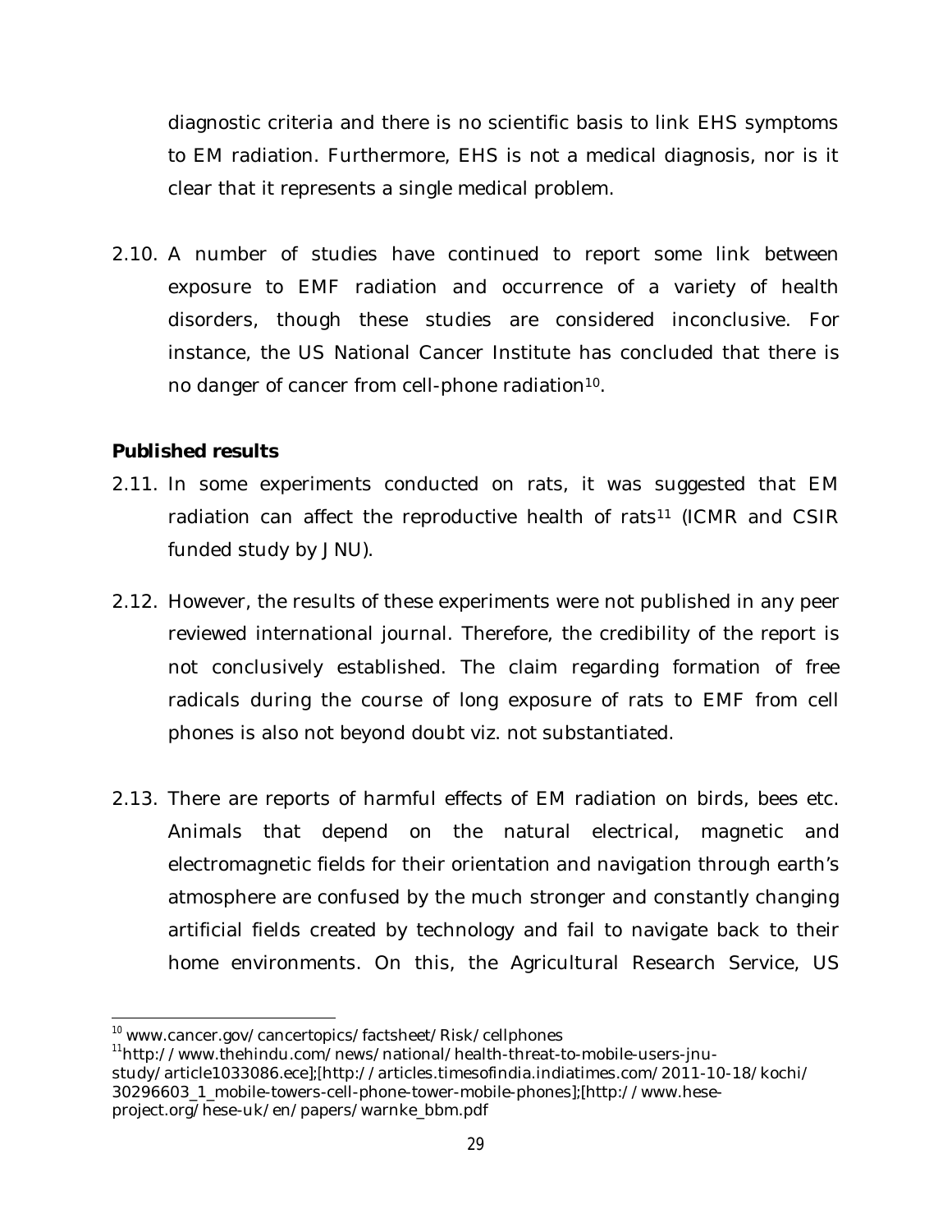diagnostic criteria and there is no scientific basis to link EHS symptoms to EM radiation. Furthermore, EHS is not a medical diagnosis, nor is it clear that it represents a single medical problem.

2.10. A number of studies have continued to report some link between exposure to EMF radiation and occurrence of a variety of health disorders, though these studies are considered inconclusive. For instance, the US National Cancer Institute has concluded that there is no danger of cancer from cell-phone radiation[10].

**Published results**

2.11. In some experiments conducted on rats, it was suggested that EM radiation can affect the reproductive health of rats[11] (ICMR and CSIR funded study by JNU).

2.12. However, the results of these experiments were not published in any peer reviewed international journal. Therefore, the credibility of the report is not conclusively established. The claim regarding formation of free radicals during the course of long exposure of rats to EMF from cell phones is also not beyond doubt viz. not substantiated.

2.13. There are reports of harmful effects of EM radiation on birds, bees etc. Animals that depend on the natural electrical, magnetic and electromagnetic fields for their orientation and navigation through earth's atmosphere are confused by the much stronger and constantly changing artificial fields created by technology and fail to navigate back to their home environments. On this, the Agricultural Research Service, US

---

[10] www.cancer.gov/cancertopics/factsheet/Risk/cellphones

[11] http://www.thehindu.com/news/national/health-threat-to-mobile-users-jnu-study/article1033086.ece];[http://articles.timesofindia.indiatimes.com/2011-10-18/kochi/30296603_1_mobile-towers-cell-phone-tower-mobile-phones];[http://www.hese-project.org/hese-uk/en/papers/warnke_bbm.pdf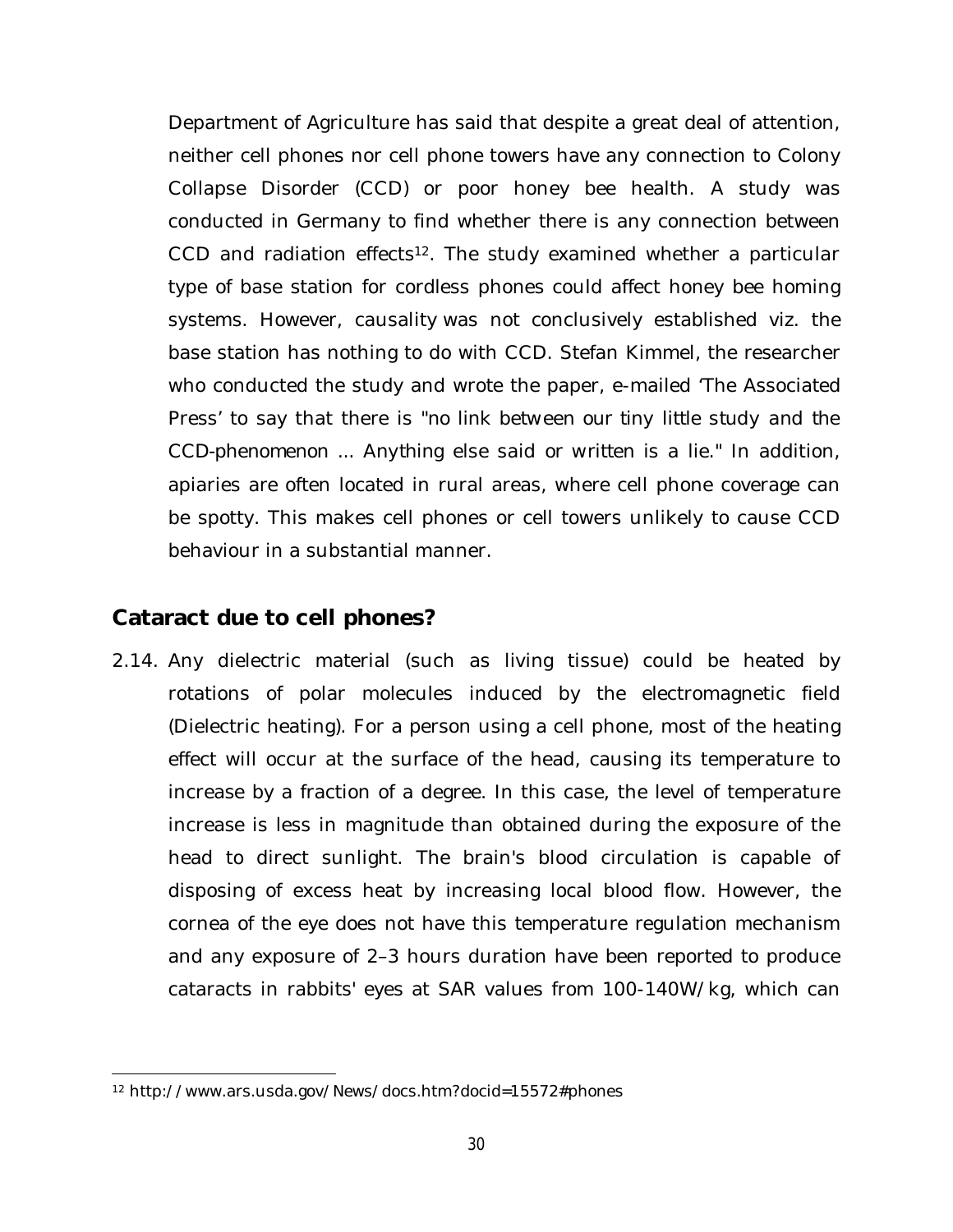Department of Agriculture has said that despite a great deal of attention, neither cell phones nor cell phone towers have any connection to Colony Collapse Disorder (CCD) or poor honey bee health. A study was conducted in Germany to find whether there is any connection between CCD and radiation effects[12]. The study examined whether a particular type of base station for cordless phones could affect honey bee homing systems. However, causality was not conclusively established viz. the base station has nothing to do with CCD. Stefan Kimmel, the researcher who conducted the study and wrote the paper, e-mailed 'The Associated Press' to say that there is "no link between our tiny little study and the CCD-phenomenon ... Anything else said or written is a lie." In addition, apiaries are often located in rural areas, where cell phone coverage can be spotty. This makes cell phones or cell towers unlikely to cause CCD behaviour in a substantial manner.

## Cataract due to cell phones?

2.14. Any dielectric material (such as living tissue) could be heated by rotations of polar molecules induced by the electromagnetic field (Dielectric heating). For a person using a cell phone, most of the heating effect will occur at the surface of the head, causing its temperature to increase by a fraction of a degree. In this case, the level of temperature increase is less in magnitude than obtained during the exposure of the head to direct sunlight. The brain's blood circulation is capable of disposing of excess heat by increasing local blood flow. However, the cornea of the eye does not have this temperature regulation mechanism and any exposure of 2–3 hours duration have been reported to produce cataracts in rabbits' eyes at SAR values from 100-140W/kg, which can

---

[12] http://www.ars.usda.gov/News/docs.htm?docid=15572#phones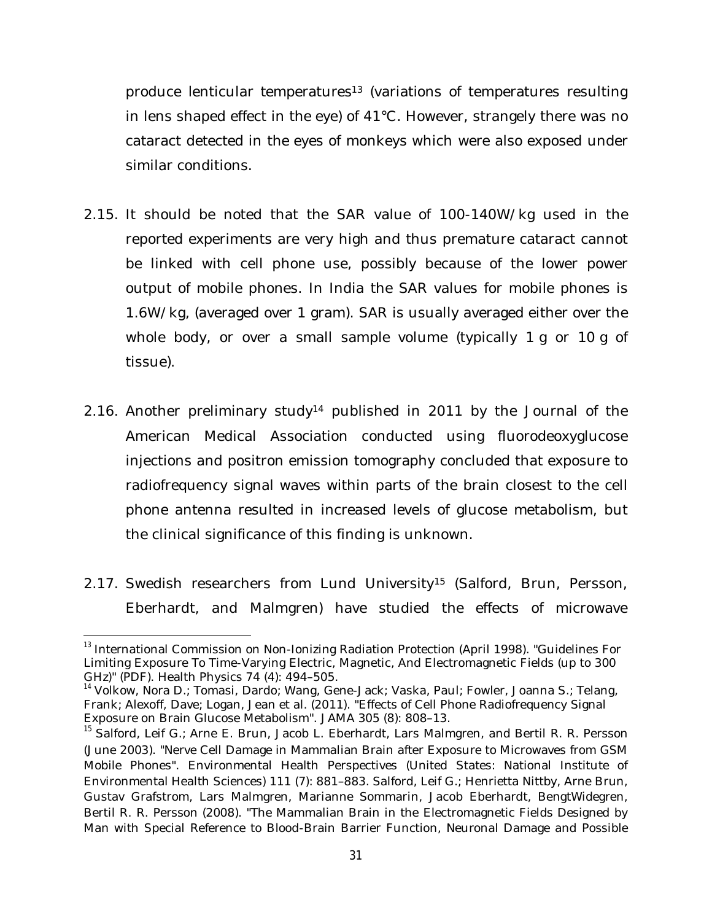produce lenticular temperatures[13] (variations of temperatures resulting in lens shaped effect in the eye) of 41°C. However, strangely there was no cataract detected in the eyes of monkeys which were also exposed under similar conditions.

2.15. It should be noted that the SAR value of 100-140W/kg used in the reported experiments are very high and thus premature cataract cannot be linked with cell phone use, possibly because of the lower power output of mobile phones. In India the SAR values for mobile phones is 1.6W/kg, (averaged over 1 gram). SAR is usually averaged either over the whole body, or over a small sample volume (typically 1 g or 10 g of tissue).

2.16. Another preliminary study[14] published in 2011 by the Journal of the American Medical Association conducted using fluorodeoxyglucose injections and positron emission tomography concluded that exposure to radiofrequency signal waves within parts of the brain closest to the cell phone antenna resulted in increased levels of glucose metabolism, but the clinical significance of this finding is unknown.

2.17. Swedish researchers from Lund University[15] (Salford, Brun, Persson, Eberhardt, and Malmgren) have studied the effects of microwave

---

[13] International Commission on Non-Ionizing Radiation Protection (April 1998). "Guidelines For Limiting Exposure To Time-Varying Electric, Magnetic, And Electromagnetic Fields (up to 300 GHz)" (PDF). Health Physics 74 (4): 494–505.

[14] Volkow, Nora D.; Tomasi, Dardo; Wang, Gene-Jack; Vaska, Paul; Fowler, Joanna S.; Telang, Frank; Alexoff, Dave; Logan, Jean et al. (2011). "Effects of Cell Phone Radiofrequency Signal Exposure on Brain Glucose Metabolism". JAMA 305 (8): 808–13.

[15] Salford, Leif G.; Arne E. Brun, Jacob L. Eberhardt, Lars Malmgren, and Bertil R. R. Persson (June 2003). "Nerve Cell Damage in Mammalian Brain after Exposure to Microwaves from GSM Mobile Phones". Environmental Health Perspectives (United States: National Institute of Environmental Health Sciences) 111 (7): 881–883. Salford, Leif G.; Henrietta Nittby, Arne Brun, Gustav Grafstrom, Lars Malmgren, Marianne Sommarin, Jacob Eberhardt, BengtWidegren, Bertil R. R. Persson (2008). "The Mammalian Brain in the Electromagnetic Fields Designed by Man with Special Reference to Blood-Brain Barrier Function, Neuronal Damage and Possible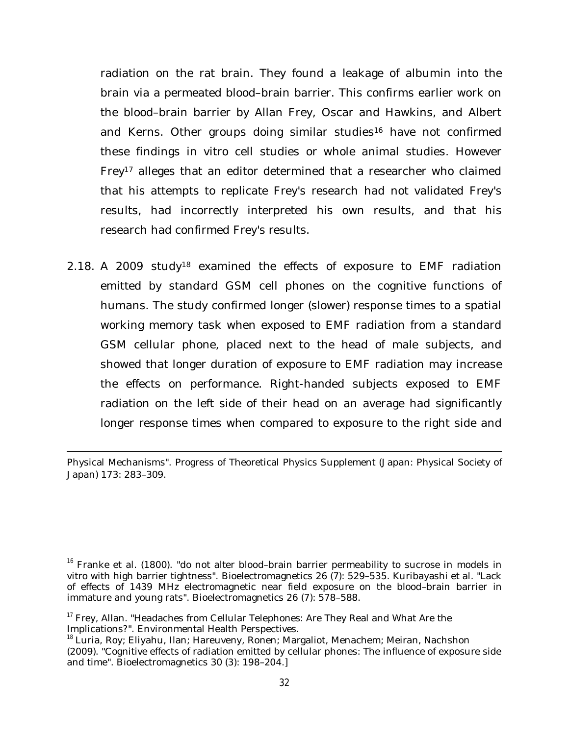radiation on the rat brain. They found a leakage of albumin into the brain via a permeated blood–brain barrier. This confirms earlier work on the blood–brain barrier by Allan Frey, Oscar and Hawkins, and Albert and Kerns. Other groups doing similar studies[16] have not confirmed these findings in vitro cell studies or whole animal studies. However Frey[17] alleges that an editor determined that a researcher who claimed that his attempts to replicate Frey's research had not validated Frey's results, had incorrectly interpreted his own results, and that his research had confirmed Frey's results.

2.18. A 2009 study[18] examined the effects of exposure to EMF radiation emitted by standard GSM cell phones on the cognitive functions of humans. The study confirmed longer (slower) response times to a spatial working memory task when exposed to EMF radiation from a standard GSM cellular phone, placed next to the head of male subjects, and showed that longer duration of exposure to EMF radiation may increase the effects on performance. Right-handed subjects exposed to EMF radiation on the left side of their head on an average had significantly longer response times when compared to exposure to the right side and

---

Physical Mechanisms". Progress of Theoretical Physics Supplement (Japan: Physical Society of Japan) 173: 283–309.

[16] Franke et al. (1800). "do not alter blood–brain barrier permeability to sucrose in models in vitro with high barrier tightness". Bioelectromagnetics 26 (7): 529–535. Kuribayashi et al. "Lack of effects of 1439 MHz electromagnetic near field exposure on the blood–brain barrier in immature and young rats". Bioelectromagnetics 26 (7): 578–588.

[17] Frey, Allan. "Headaches from Cellular Telephones: Are They Real and What Are the Implications?". Environmental Health Perspectives.

[18] Luria, Roy; Eliyahu, Ilan; Hareuveny, Ronen; Margaliot, Menachem; Meiran, Nachshon (2009). "Cognitive effects of radiation emitted by cellular phones: The influence of exposure side and time". Bioelectromagnetics 30 (3): 198–204.]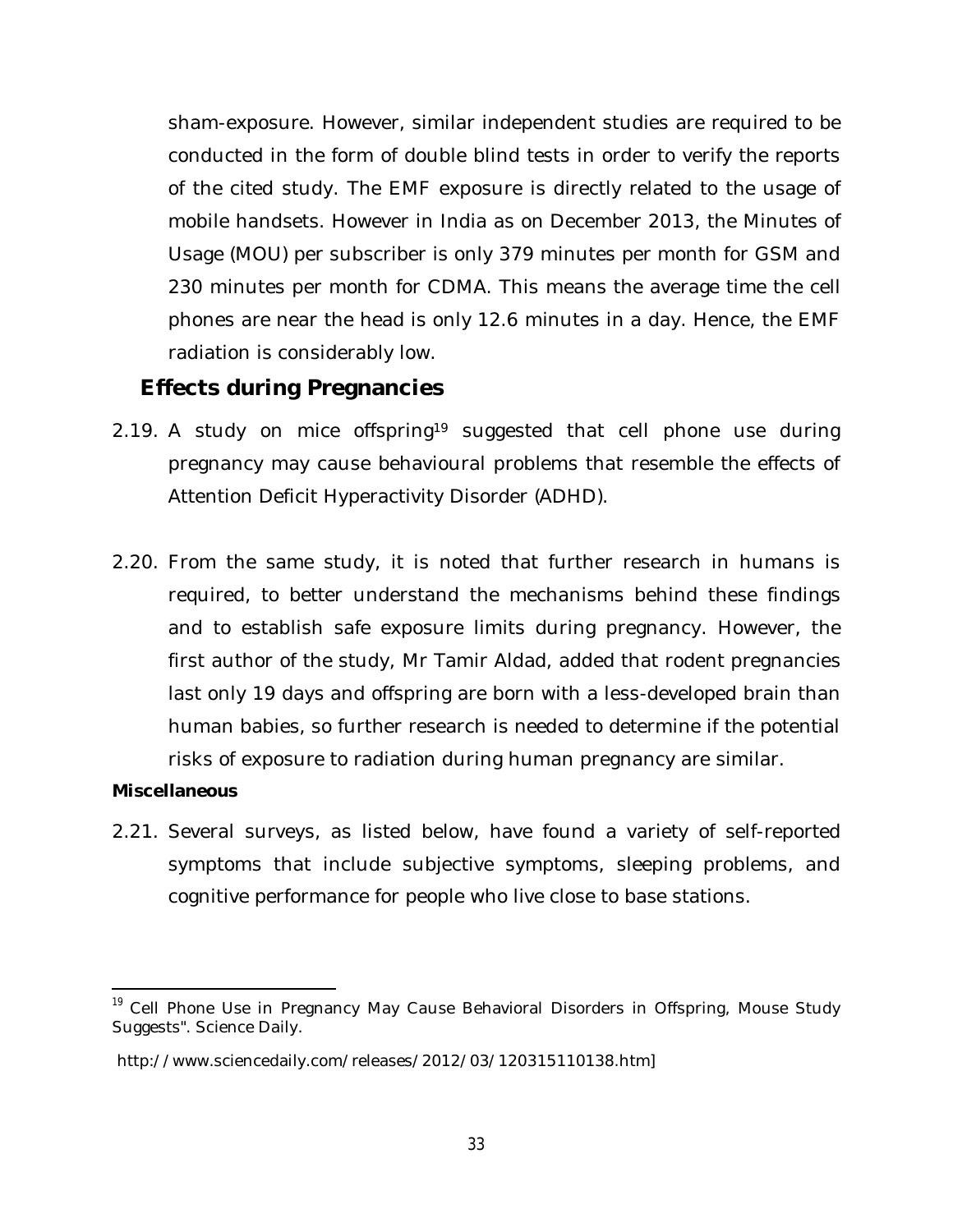sham-exposure. However, similar independent studies are required to be conducted in the form of double blind tests in order to verify the reports of the cited study. The EMF exposure is directly related to the usage of mobile handsets. However in India as on December 2013, the Minutes of Usage (MOU) per subscriber is only 379 minutes per month for GSM and 230 minutes per month for CDMA. This means the average time the cell phones are near the head is only 12.6 minutes in a day. Hence, the EMF radiation is considerably low.

## Effects during Pregnancies

2.19. A study on mice offspring[19] suggested that cell phone use during pregnancy may cause behavioural problems that resemble the effects of Attention Deficit Hyperactivity Disorder (ADHD).

2.20. From the same study, it is noted that further research in humans is required, to better understand the mechanisms behind these findings and to establish safe exposure limits during pregnancy. However, the first author of the study, Mr Tamir Aldad, added that rodent pregnancies last only 19 days and offspring are born with a less-developed brain than human babies, so further research is needed to determine if the potential risks of exposure to radiation during human pregnancy are similar.

**Miscellaneous**

2.21. Several surveys, as listed below, have found a variety of self-reported symptoms that include subjective symptoms, sleeping problems, and cognitive performance for people who live close to base stations.

---

[19] Cell Phone Use in Pregnancy May Cause Behavioral Disorders in Offspring, Mouse Study Suggests". Science Daily.

http://www.sciencedaily.com/releases/2012/03/120315110138.htm]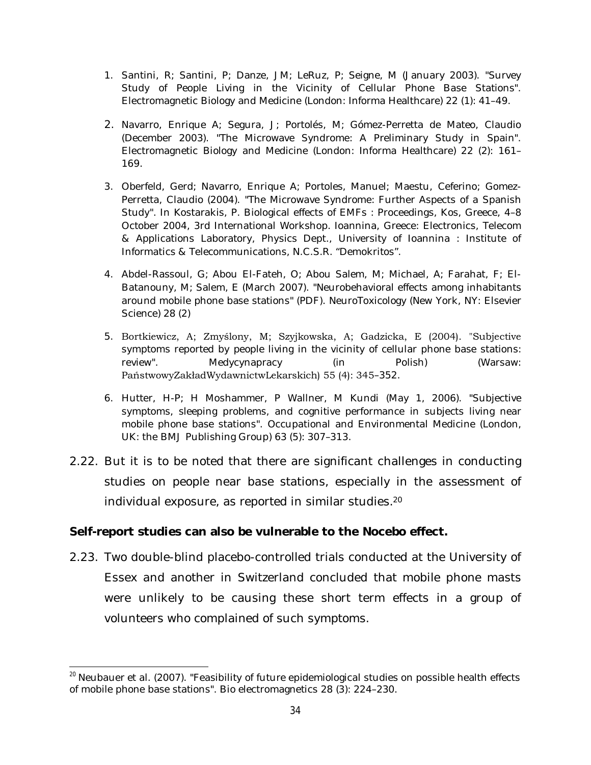1. Santini, R; Santini, P; Danze, JM; LeRuz, P; Seigne, M (January 2003). "Survey Study of People Living in the Vicinity of Cellular Phone Base Stations". Electromagnetic Biology and Medicine (London: Informa Healthcare) 22 (1): 41–49.

2. Navarro, Enrique A; Segura, J; Portolés, M; Gómez-Perretta de Mateo, Claudio (December 2003). "The Microwave Syndrome: A Preliminary Study in Spain". Electromagnetic Biology and Medicine (London: Informa Healthcare) 22 (2): 161–169.

3. Oberfeld, Gerd; Navarro, Enrique A; Portoles, Manuel; Maestu, Ceferino; Gomez-Perretta, Claudio (2004). "The Microwave Syndrome: Further Aspects of a Spanish Study". In Kostarakis, P. Biological effects of EMFs : Proceedings, Kos, Greece, 4–8 October 2004, 3rd International Workshop. Ioannina, Greece: Electronics, Telecom & Applications Laboratory, Physics Dept., University of Ioannina : Institute of Informatics & Telecommunications, N.C.S.R. "Demokritos".

4. Abdel-Rassoul, G; Abou El-Fateh, O; Abou Salem, M; Michael, A; Farahat, F; El-Batanouny, M; Salem, E (March 2007). "Neurobehavioral effects among inhabitants around mobile phone base stations" (PDF). NeuroToxicology (New York, NY: Elsevier Science) 28 (2)

5. Bortkiewicz, A; Zmyślony, M; Szyjkowska, A; Gadzicka, E (2004). "Subjective symptoms reported by people living in the vicinity of cellular phone base stations: review". Medycynapracy (in Polish) (Warsaw: PaństwowyZakładWydawnictwLekarskich) 55 (4): 345–352.

6. Hutter, H-P; H Moshammer, P Wallner, M Kundi (May 1, 2006). "Subjective symptoms, sleeping problems, and cognitive performance in subjects living near mobile phone base stations". Occupational and Environmental Medicine (London, UK: the BMJ Publishing Group) 63 (5): 307–313.

2.22. But it is to be noted that there are significant challenges in conducting studies on people near base stations, especially in the assessment of individual exposure, as reported in similar studies.[20]

**Self-report studies can also be vulnerable to the Nocebo effect.**

2.23. Two double-blind placebo-controlled trials conducted at the University of Essex and another in Switzerland concluded that mobile phone masts were unlikely to be causing these short term effects in a group of volunteers who complained of such symptoms.

---

[20] Neubauer et al. (2007). "Feasibility of future epidemiological studies on possible health effects of mobile phone base stations". Bio electromagnetics 28 (3): 224–230.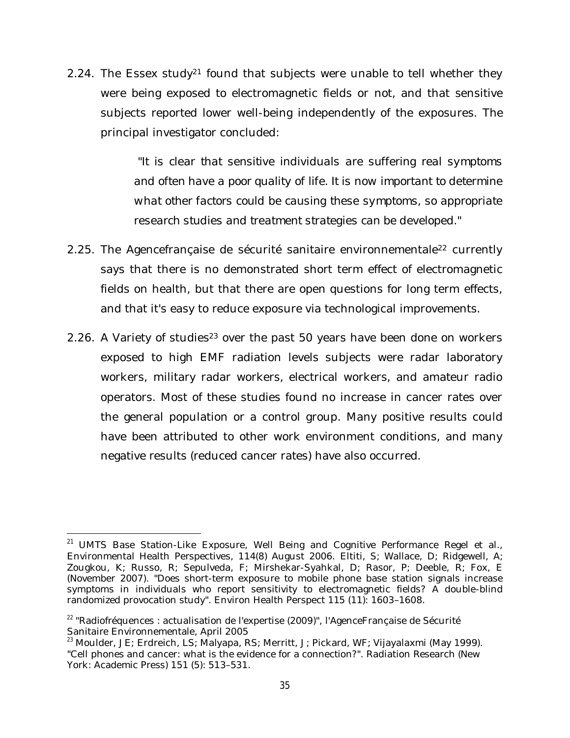2.24. The Essex study[21] found that subjects were unable to tell whether they were being exposed to electromagnetic fields or not, and that sensitive subjects reported lower well-being independently of the exposures. The principal investigator concluded:

> "It is clear that sensitive individuals are suffering real symptoms and often have a poor quality of life. It is now important to determine what other factors could be causing these symptoms, so appropriate research studies and treatment strategies can be developed."

2.25. The Agencefrançaise de sécurité sanitaire environnementale[22] currently says that there is no demonstrated short term effect of electromagnetic fields on health, but that there are open questions for long term effects, and that it's easy to reduce exposure via technological improvements.

2.26. A Variety of studies[23] over the past 50 years have been done on workers exposed to high EMF radiation levels subjects were radar laboratory workers, military radar workers, electrical workers, and amateur radio operators. Most of these studies found no increase in cancer rates over the general population or a control group. Many positive results could have been attributed to other work environment conditions, and many negative results (reduced cancer rates) have also occurred.

---

[21] UMTS Base Station-Like Exposure, Well Being and Cognitive Performance Regel et al., Environmental Health Perspectives, 114(8) August 2006. Eltiti, S; Wallace, D; Ridgewell, A; Zougkou, K; Russo, R; Sepulveda, F; Mirshekar-Syahkal, D; Rasor, P; Deeble, R; Fox, E (November 2007). "Does short-term exposure to mobile phone base station signals increase symptoms in individuals who report sensitivity to electromagnetic fields? A double-blind randomized provocation study". Environ Health Perspect 115 (11): 1603–1608.

[22] "Radiofréquences : actualisation de l'expertise (2009)", l'AgenceFrançaise de Sécurité Sanitaire Environnementale, April 2005

[23] Moulder, JE; Erdreich, LS; Malyapa, RS; Merritt, J; Pickard, WF; Vijayalaxmi (May 1999). "Cell phones and cancer: what is the evidence for a connection?". Radiation Research (New York: Academic Press) 151 (5): 513–531.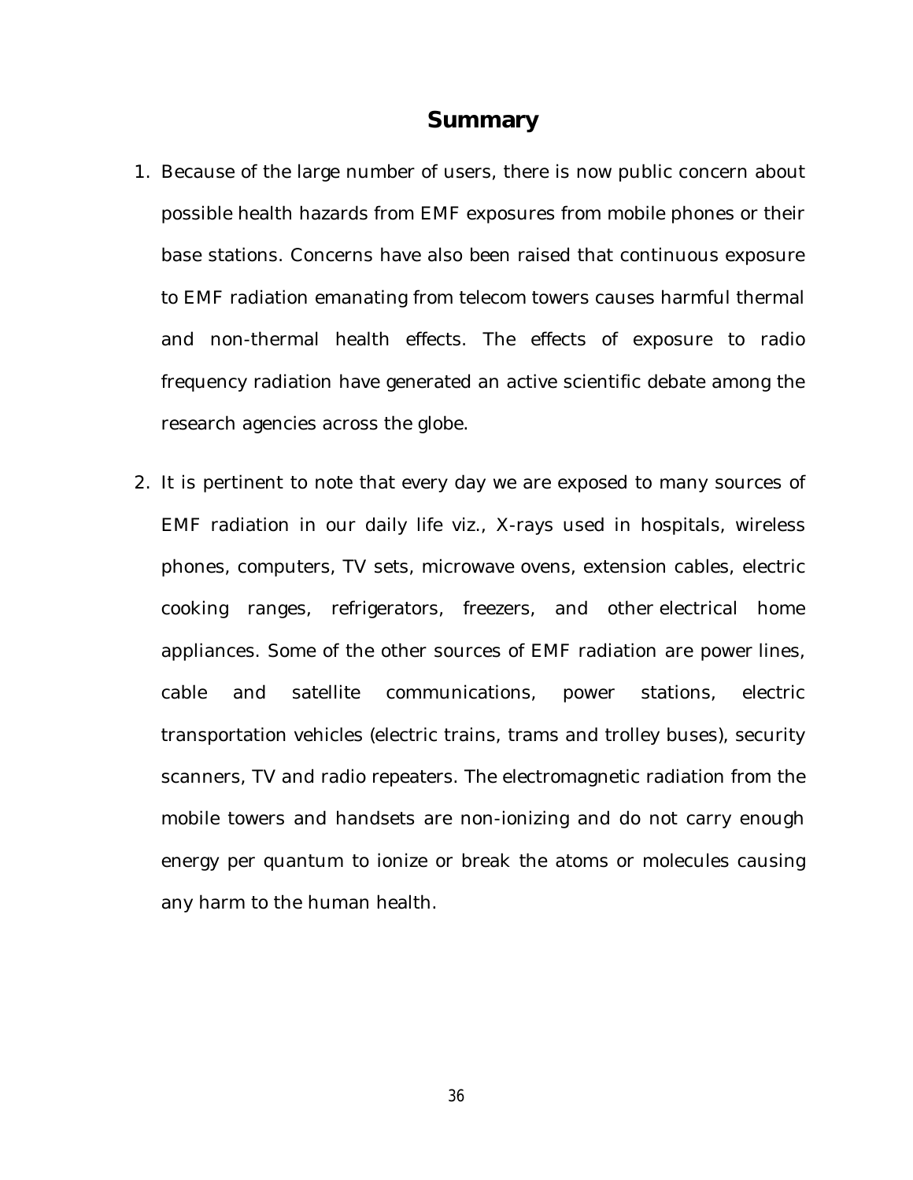# Summary

1. Because of the large number of users, there is now public concern about possible health hazards from EMF exposures from mobile phones or their base stations. Concerns have also been raised that continuous exposure to EMF radiation emanating from telecom towers causes harmful thermal and non-thermal health effects. The effects of exposure to radio frequency radiation have generated an active scientific debate among the research agencies across the globe.

2. It is pertinent to note that every day we are exposed to many sources of EMF radiation in our daily life viz., X-rays used in hospitals, wireless phones, computers, TV sets, microwave ovens, extension cables, electric cooking ranges, refrigerators, freezers, and other electrical home appliances. Some of the other sources of EMF radiation are power lines, cable and satellite communications, power stations, electric transportation vehicles (electric trains, trams and trolley buses), security scanners, TV and radio repeaters. The electromagnetic radiation from the mobile towers and handsets are non-ionizing and do not carry enough energy per quantum to ionize or break the atoms or molecules causing any harm to the human health.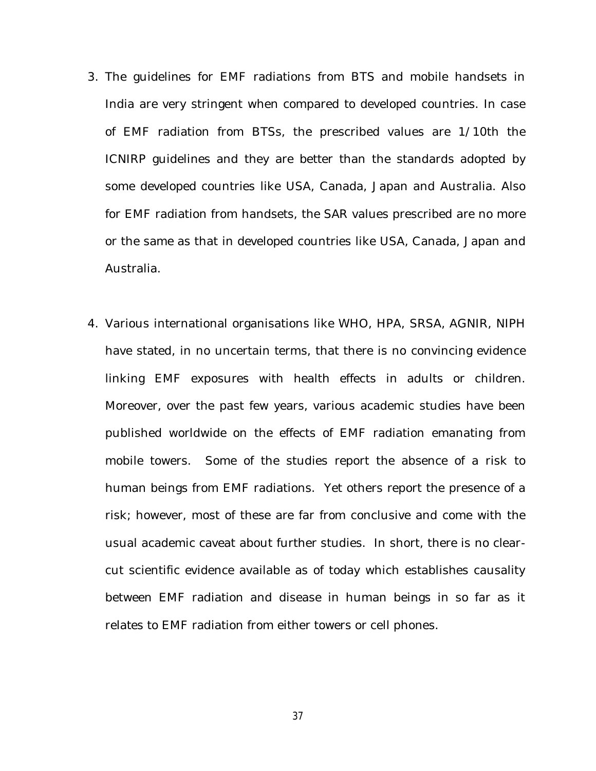3. The guidelines for EMF radiations from BTS and mobile handsets in India are very stringent when compared to developed countries. In case of EMF radiation from BTSs, the prescribed values are 1/10th the ICNIRP guidelines and they are better than the standards adopted by some developed countries like USA, Canada, Japan and Australia. Also for EMF radiation from handsets, the SAR values prescribed are no more or the same as that in developed countries like USA, Canada, Japan and Australia.

4. Various international organisations like WHO, HPA, SRSA, AGNIR, NIPH have stated, in no uncertain terms, that there is no convincing evidence linking EMF exposures with health effects in adults or children. Moreover, over the past few years, various academic studies have been published worldwide on the effects of EMF radiation emanating from mobile towers. Some of the studies report the absence of a risk to human beings from EMF radiations. Yet others report the presence of a risk; however, most of these are far from conclusive and come with the usual academic caveat about further studies. In short, there is no clear-cut scientific evidence available as of today which establishes causality between EMF radiation and disease in human beings in so far as it relates to EMF radiation from either towers or cell phones.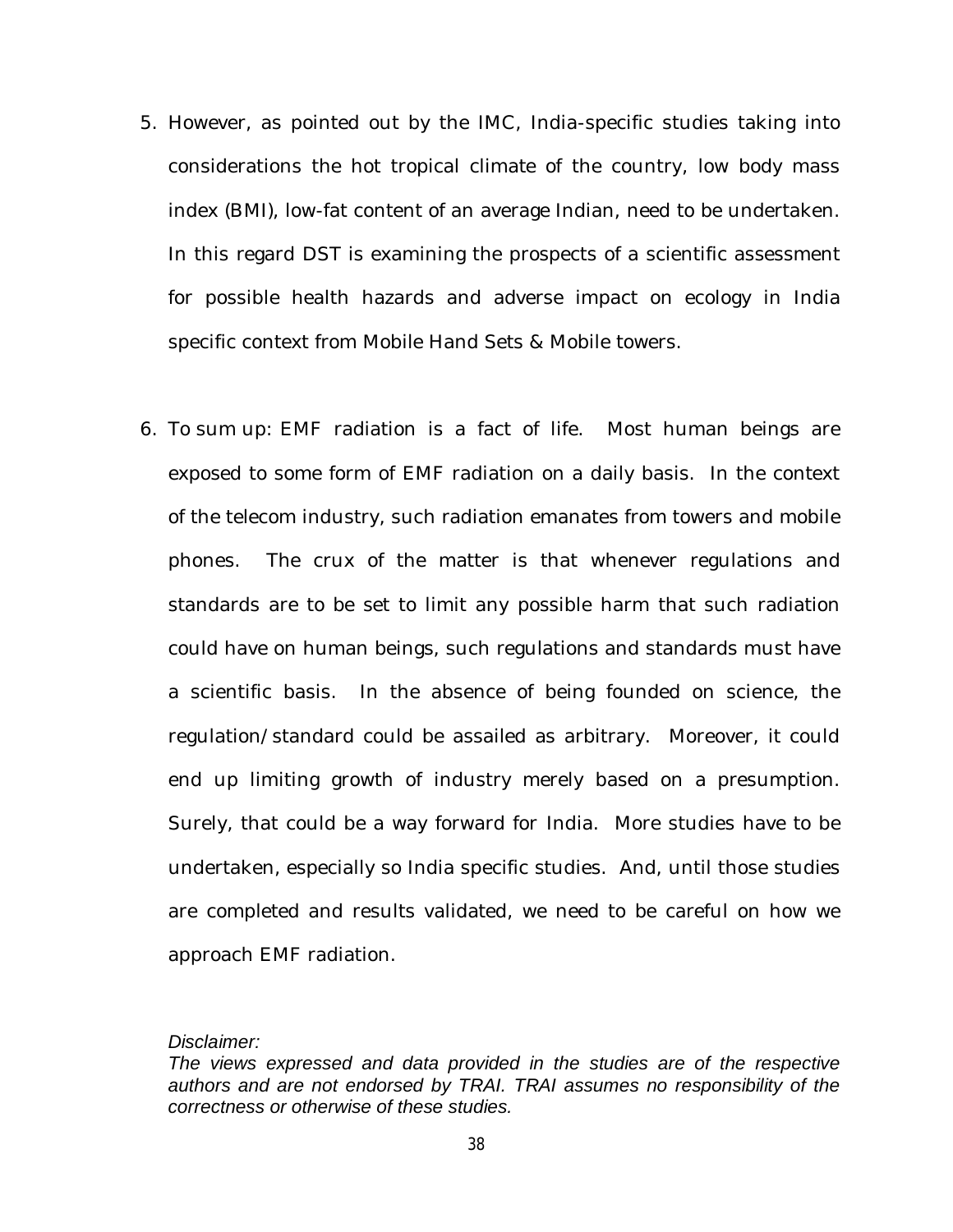5. However, as pointed out by the IMC, India-specific studies taking into considerations the hot tropical climate of the country, low body mass index (BMI), low-fat content of an average Indian, need to be undertaken. In this regard DST is examining the prospects of a scientific assessment for possible health hazards and adverse impact on ecology in India specific context from Mobile Hand Sets & Mobile towers.

6. To sum up: EMF radiation is a fact of life. Most human beings are exposed to some form of EMF radiation on a daily basis. In the context of the telecom industry, such radiation emanates from towers and mobile phones. The crux of the matter is that whenever regulations and standards are to be set to limit any possible harm that such radiation could have on human beings, such regulations and standards must have a scientific basis. In the absence of being founded on science, the regulation/standard could be assailed as arbitrary. Moreover, it could end up limiting growth of industry merely based on a presumption. Surely, that could be a way forward for India. More studies have to be undertaken, especially so India specific studies. And, until those studies are completed and results validated, we need to be careful on how we approach EMF radiation.

*Disclaimer:*
*The views expressed and data provided in the studies are of the respective authors and are not endorsed by TRAI. TRAI assumes no responsibility of the correctness or otherwise of these studies.*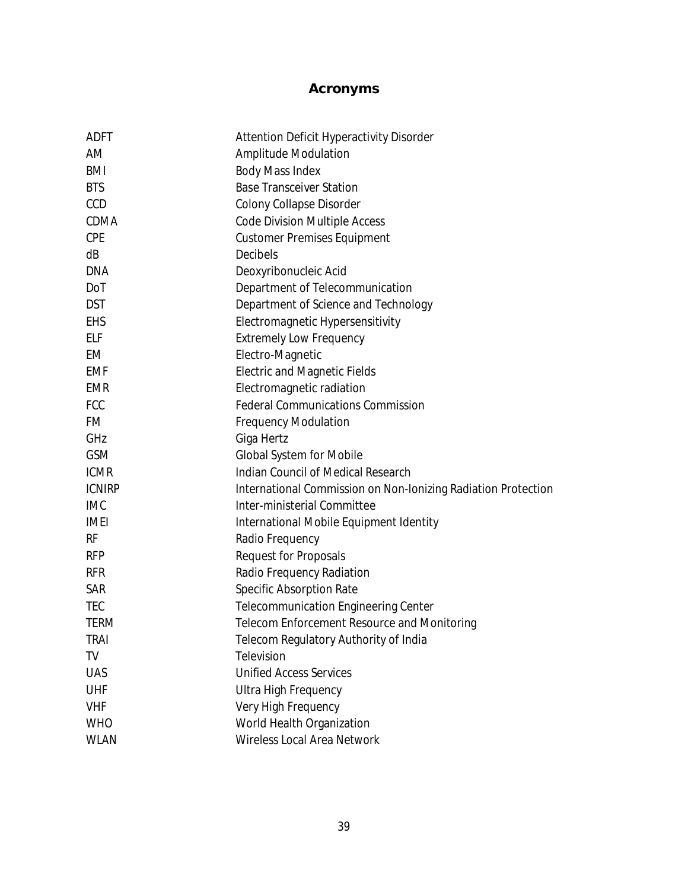# Acronyms

| | |
|---|---|
| ADFT | Attention Deficit Hyperactivity Disorder |
| AM | Amplitude Modulation |
| BMI | Body Mass Index |
| BTS | Base Transceiver Station |
| CCD | Colony Collapse Disorder |
| CDMA | Code Division Multiple Access |
| CPE | Customer Premises Equipment |
| dB | Decibels |
| DNA | Deoxyribonucleic Acid |
| DoT | Department of Telecommunication |
| DST | Department of Science and Technology |
| EHS | Electromagnetic Hypersensitivity |
| ELF | Extremely Low Frequency |
| EM | Electro-Magnetic |
| EMF | Electric and Magnetic Fields |
| EMR | Electromagnetic radiation |
| FCC | Federal Communications Commission |
| FM | Frequency Modulation |
| GHz | Giga Hertz |
| GSM | Global System for Mobile |
| ICMR | Indian Council of Medical Research |
| ICNIRP | International Commission on Non-Ionizing Radiation Protection |
| IMC | Inter-ministerial Committee |
| IMEI | International Mobile Equipment Identity |
| RF | Radio Frequency |
| RFP | Request for Proposals |
| RFR | Radio Frequency Radiation |
| SAR | Specific Absorption Rate |
| TEC | Telecommunication Engineering Center |
| TERM | Telecom Enforcement Resource and Monitoring |
| TRAI | Telecom Regulatory Authority of India |
| TV | Television |
| UAS | Unified Access Services |
| UHF | Ultra High Frequency |
| VHF | Very High Frequency |
| WHO | World Health Organization |
| WLAN | Wireless Local Area Network |